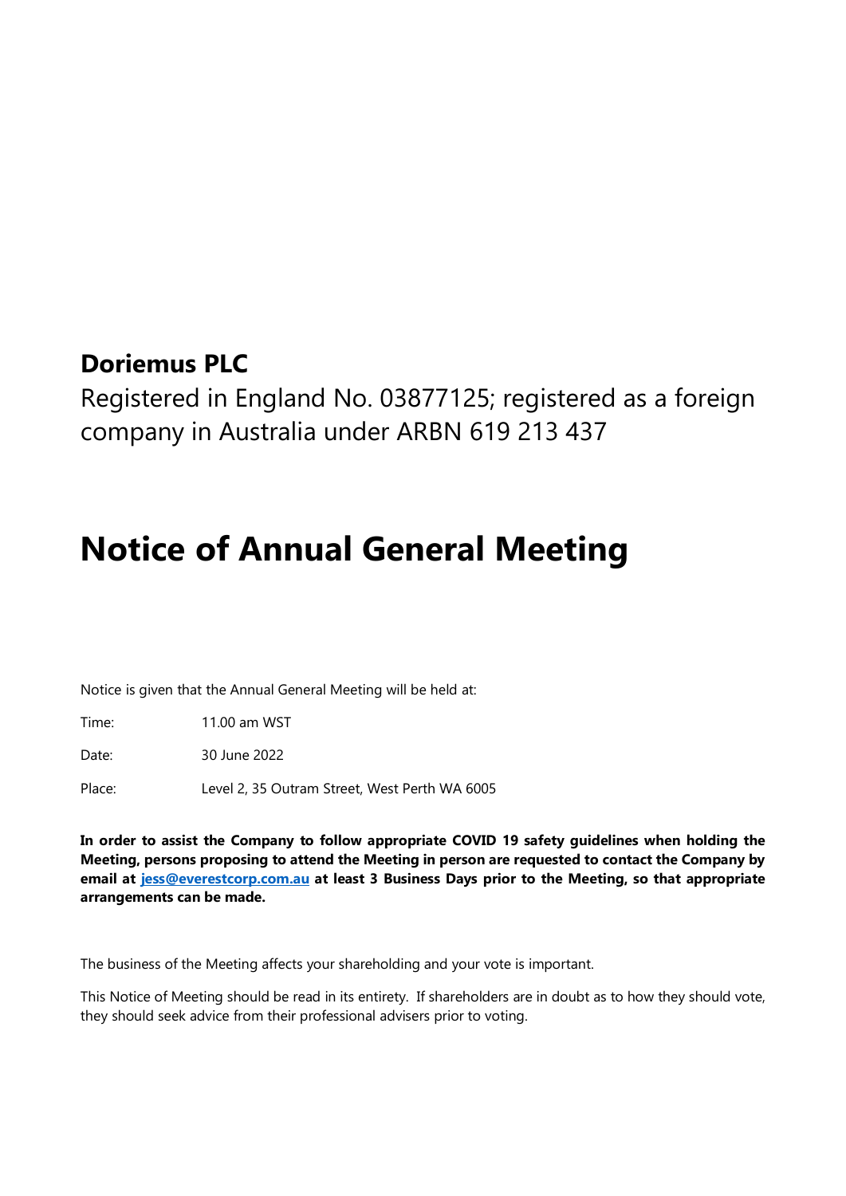# Doriemus PLC

Registered in England No. 03877125; registered as a foreign company in Australia under ARBN 619 213 437

# Notice of Annual General Meeting

Notice is given that the Annual General Meeting will be held at:

| | |
|---|---|
| Time: | 11.00 am WST |
| Date: | 30 June 2022 |
| Place: | Level 2, 35 Outram Street, West Perth WA 6005 |

**In order to assist the Company to follow appropriate COVID 19 safety guidelines when holding the Meeting, persons proposing to attend the Meeting in person are requested to contact the Company by email at jess@everestcorp.com.au at least 3 Business Days prior to the Meeting, so that appropriate arrangements can be made.**

The business of the Meeting affects your shareholding and your vote is important.

This Notice of Meeting should be read in its entirety. If shareholders are in doubt as to how they should vote, they should seek advice from their professional advisers prior to voting.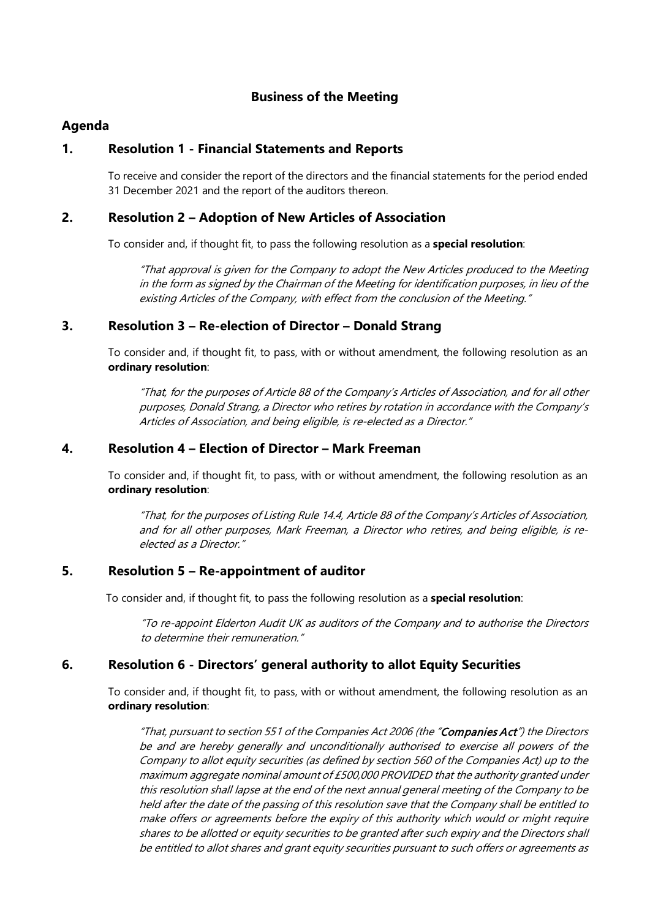## Business of the Meeting

### Agenda

### 1. Resolution 1 - Financial Statements and Reports

To receive and consider the report of the directors and the financial statements for the period ended 31 December 2021 and the report of the auditors thereon.

### 2. Resolution 2 – Adoption of New Articles of Association

To consider and, if thought fit, to pass the following resolution as a **special resolution**:

> *"That approval is given for the Company to adopt the New Articles produced to the Meeting in the form as signed by the Chairman of the Meeting for identification purposes, in lieu of the existing Articles of the Company, with effect from the conclusion of the Meeting."*

### 3. Resolution 3 – Re-election of Director – Donald Strang

To consider and, if thought fit, to pass, with or without amendment, the following resolution as an **ordinary resolution**:

> *"That, for the purposes of Article 88 of the Company's Articles of Association, and for all other purposes, Donald Strang, a Director who retires by rotation in accordance with the Company's Articles of Association, and being eligible, is re-elected as a Director."*

### 4. Resolution 4 – Election of Director – Mark Freeman

To consider and, if thought fit, to pass, with or without amendment, the following resolution as an **ordinary resolution**:

> *"That, for the purposes of Listing Rule 14.4, Article 88 of the Company's Articles of Association, and for all other purposes, Mark Freeman, a Director who retires, and being eligible, is re-elected as a Director."*

### 5. Resolution 5 – Re-appointment of auditor

To consider and, if thought fit, to pass the following resolution as a **special resolution**:

> *"To re-appoint Elderton Audit UK as auditors of the Company and to authorise the Directors to determine their remuneration."*

### 6. Resolution 6 - Directors' general authority to allot Equity Securities

To consider and, if thought fit, to pass, with or without amendment, the following resolution as an **ordinary resolution**:

> *"That, pursuant to section 551 of the Companies Act 2006 (the "**Companies Act**") the Directors be and are hereby generally and unconditionally authorised to exercise all powers of the Company to allot equity securities (as defined by section 560 of the Companies Act) up to the maximum aggregate nominal amount of £500,000 PROVIDED that the authority granted under this resolution shall lapse at the end of the next annual general meeting of the Company to be held after the date of the passing of this resolution save that the Company shall be entitled to make offers or agreements before the expiry of this authority which would or might require shares to be allotted or equity securities to be granted after such expiry and the Directors shall be entitled to allot shares and grant equity securities pursuant to such offers or agreements as*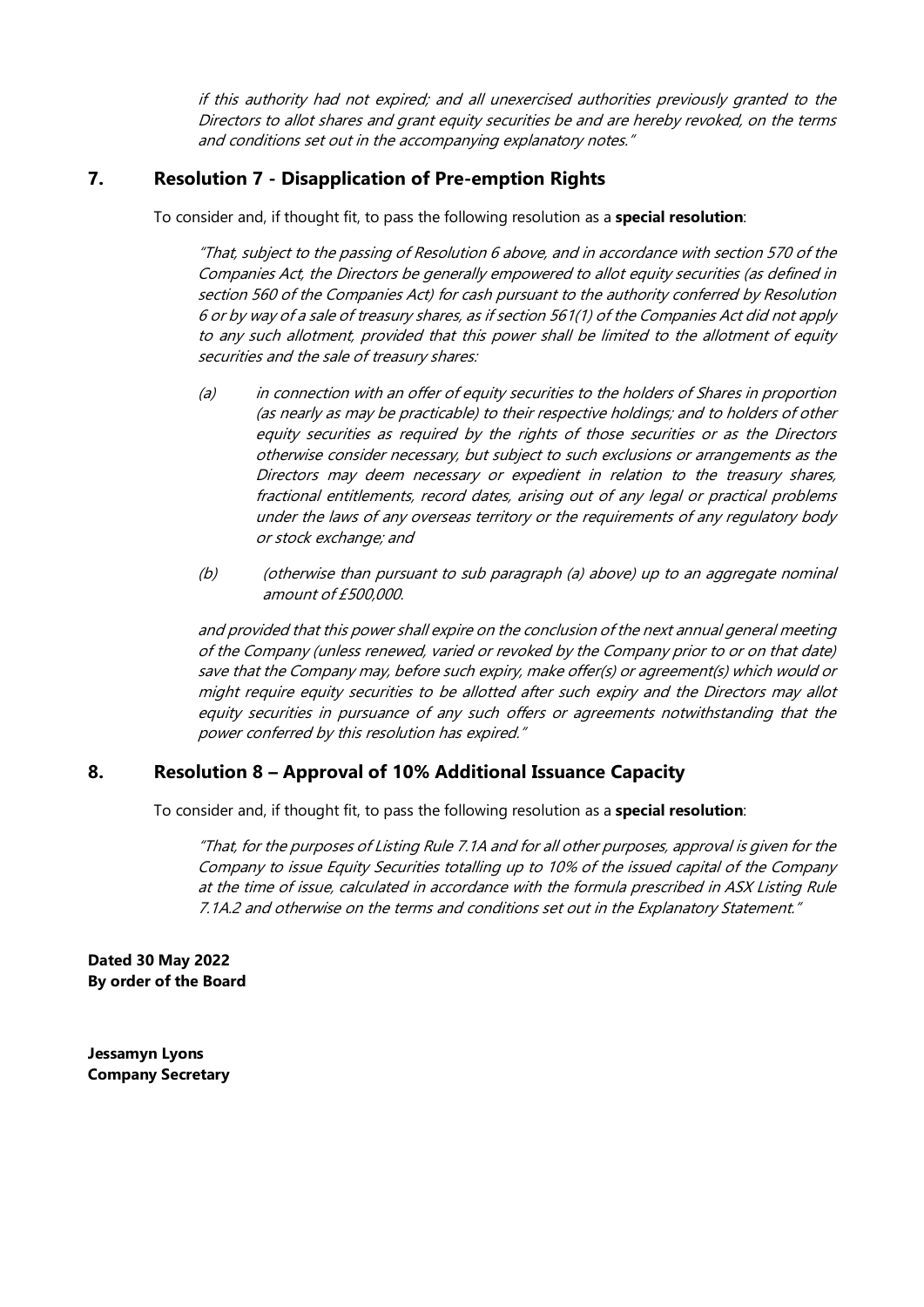*if this authority had not expired; and all unexercised authorities previously granted to the Directors to allot shares and grant equity securities be and are hereby revoked, on the terms and conditions set out in the accompanying explanatory notes."*

## 7. Resolution 7 - Disapplication of Pre-emption Rights

To consider and, if thought fit, to pass the following resolution as a **special resolution**:

*"That, subject to the passing of Resolution 6 above, and in accordance with section 570 of the Companies Act, the Directors be generally empowered to allot equity securities (as defined in section 560 of the Companies Act) for cash pursuant to the authority conferred by Resolution 6 or by way of a sale of treasury shares, as if section 561(1) of the Companies Act did not apply to any such allotment, provided that this power shall be limited to the allotment of equity securities and the sale of treasury shares:*

*(a) in connection with an offer of equity securities to the holders of Shares in proportion (as nearly as may be practicable) to their respective holdings; and to holders of other equity securities as required by the rights of those securities or as the Directors otherwise consider necessary, but subject to such exclusions or arrangements as the Directors may deem necessary or expedient in relation to the treasury shares, fractional entitlements, record dates, arising out of any legal or practical problems under the laws of any overseas territory or the requirements of any regulatory body or stock exchange; and*

*(b) (otherwise than pursuant to sub paragraph (a) above) up to an aggregate nominal amount of £500,000.*

*and provided that this power shall expire on the conclusion of the next annual general meeting of the Company (unless renewed, varied or revoked by the Company prior to or on that date) save that the Company may, before such expiry, make offer(s) or agreement(s) which would or might require equity securities to be allotted after such expiry and the Directors may allot equity securities in pursuance of any such offers or agreements notwithstanding that the power conferred by this resolution has expired."*

## 8. Resolution 8 – Approval of 10% Additional Issuance Capacity

To consider and, if thought fit, to pass the following resolution as a **special resolution**:

*"That, for the purposes of Listing Rule 7.1A and for all other purposes, approval is given for the Company to issue Equity Securities totalling up to 10% of the issued capital of the Company at the time of issue, calculated in accordance with the formula prescribed in ASX Listing Rule 7.1A.2 and otherwise on the terms and conditions set out in the Explanatory Statement."*

**Dated 30 May 2022**
**By order of the Board**

**Jessamyn Lyons**
**Company Secretary**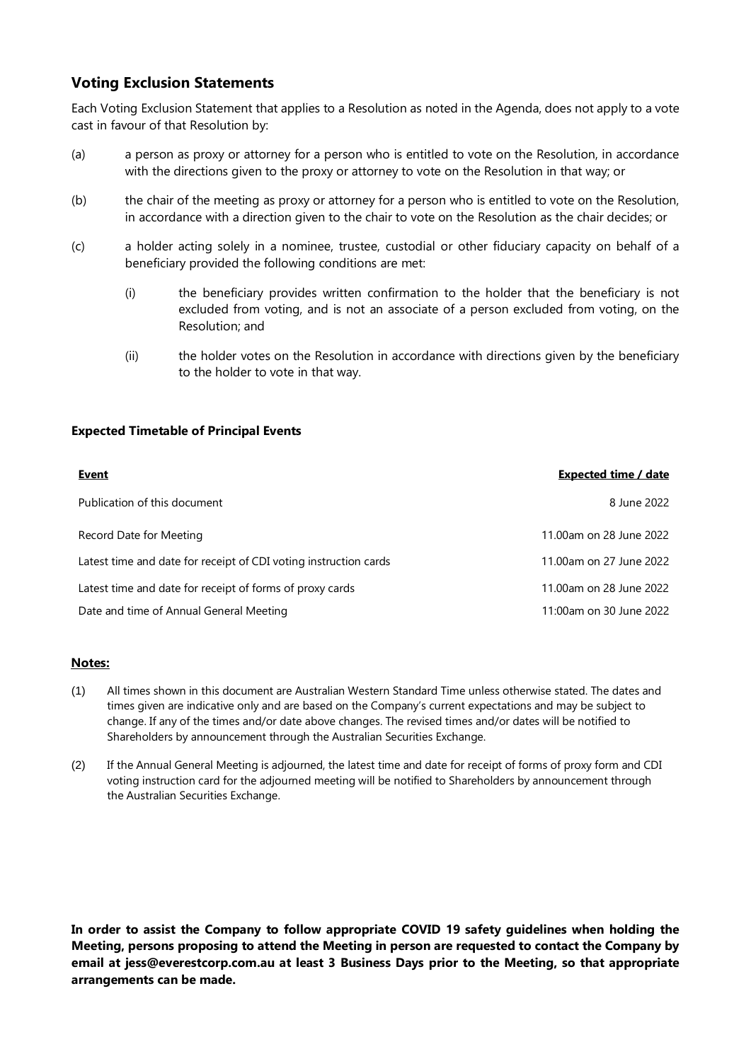## Voting Exclusion Statements

Each Voting Exclusion Statement that applies to a Resolution as noted in the Agenda, does not apply to a vote cast in favour of that Resolution by:

(a) a person as proxy or attorney for a person who is entitled to vote on the Resolution, in accordance with the directions given to the proxy or attorney to vote on the Resolution in that way; or

(b) the chair of the meeting as proxy or attorney for a person who is entitled to vote on the Resolution, in accordance with a direction given to the chair to vote on the Resolution as the chair decides; or

(c) a holder acting solely in a nominee, trustee, custodial or other fiduciary capacity on behalf of a beneficiary provided the following conditions are met:

   (i) the beneficiary provides written confirmation to the holder that the beneficiary is not excluded from voting, and is not an associate of a person excluded from voting, on the Resolution; and

   (ii) the holder votes on the Resolution in accordance with directions given by the beneficiary to the holder to vote in that way.

**Expected Timetable of Principal Events**

| Event | Expected time / date |
|---|---|
| Publication of this document | 8 June 2022 |
| Record Date for Meeting | 11.00am on 28 June 2022 |
| Latest time and date for receipt of CDI voting instruction cards | 11.00am on 27 June 2022 |
| Latest time and date for receipt of forms of proxy cards | 11.00am on 28 June 2022 |
| Date and time of Annual General Meeting | 11:00am on 30 June 2022 |

**Notes:**

(1) All times shown in this document are Australian Western Standard Time unless otherwise stated. The dates and times given are indicative only and are based on the Company's current expectations and may be subject to change. If any of the times and/or date above changes. The revised times and/or dates will be notified to Shareholders by announcement through the Australian Securities Exchange.

(2) If the Annual General Meeting is adjourned, the latest time and date for receipt of forms of proxy form and CDI voting instruction card for the adjourned meeting will be notified to Shareholders by announcement through the Australian Securities Exchange.

**In order to assist the Company to follow appropriate COVID 19 safety guidelines when holding the Meeting, persons proposing to attend the Meeting in person are requested to contact the Company by email at jess@everestcorp.com.au at least 3 Business Days prior to the Meeting, so that appropriate arrangements can be made.**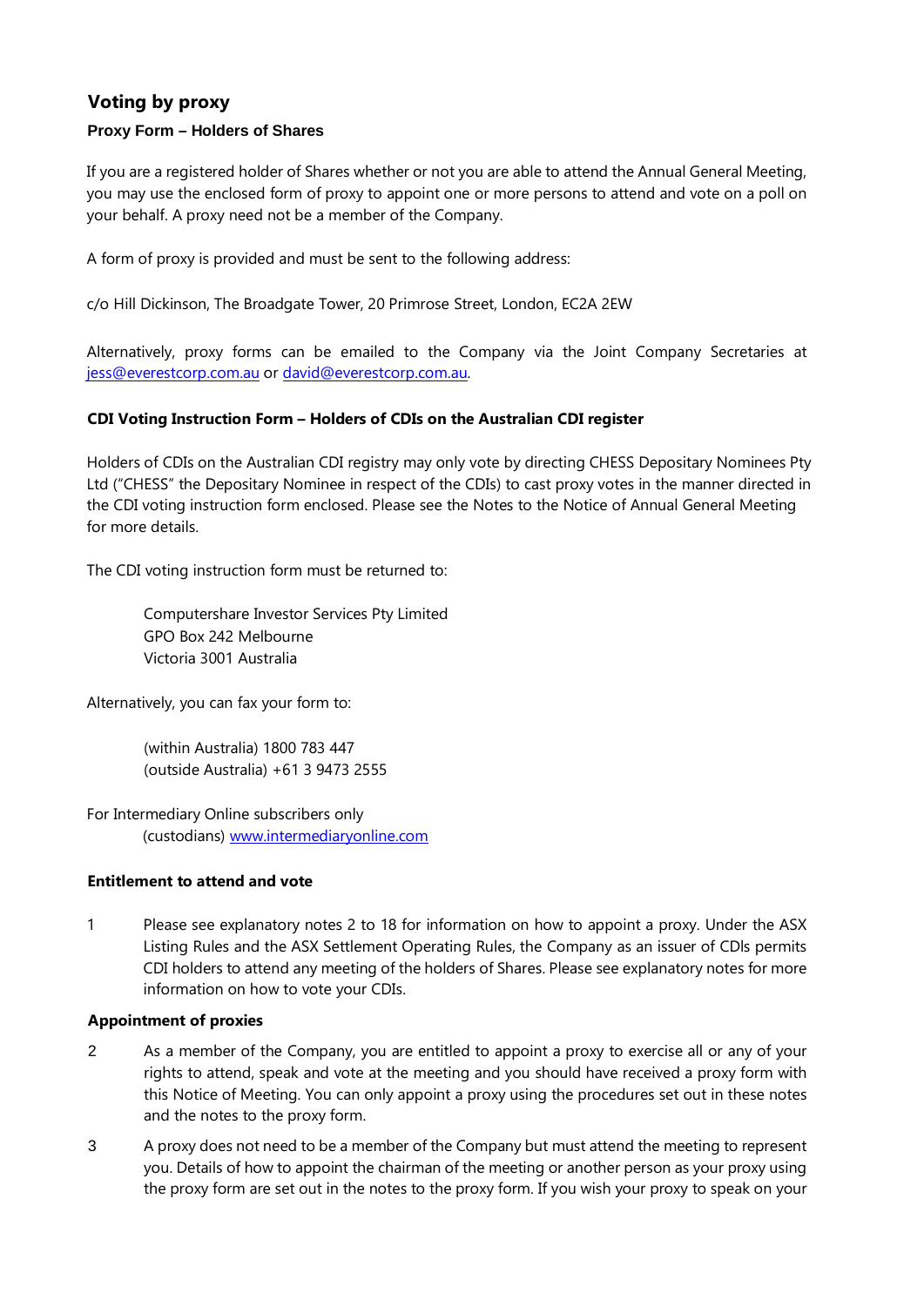## Voting by proxy

### Proxy Form – Holders of Shares

If you are a registered holder of Shares whether or not you are able to attend the Annual General Meeting, you may use the enclosed form of proxy to appoint one or more persons to attend and vote on a poll on your behalf. A proxy need not be a member of the Company.

A form of proxy is provided and must be sent to the following address:

c/o Hill Dickinson, The Broadgate Tower, 20 Primrose Street, London, EC2A 2EW

Alternatively, proxy forms can be emailed to the Company via the Joint Company Secretaries at jess@everestcorp.com.au or david@everestcorp.com.au.

**CDI Voting Instruction Form – Holders of CDIs on the Australian CDI register**

Holders of CDIs on the Australian CDI registry may only vote by directing CHESS Depositary Nominees Pty Ltd ("CHESS" the Depositary Nominee in respect of the CDIs) to cast proxy votes in the manner directed in the CDI voting instruction form enclosed. Please see the Notes to the Notice of Annual General Meeting for more details.

The CDI voting instruction form must be returned to:

> Computershare Investor Services Pty Limited
> GPO Box 242 Melbourne
> Victoria 3001 Australia

Alternatively, you can fax your form to:

> (within Australia) 1800 783 447
> (outside Australia) +61 3 9473 2555

For Intermediary Online subscribers only
> (custodians) www.intermediaryonline.com

**Entitlement to attend and vote**

1. Please see explanatory notes 2 to 18 for information on how to appoint a proxy. Under the ASX Listing Rules and the ASX Settlement Operating Rules, the Company as an issuer of CDIs permits CDI holders to attend any meeting of the holders of Shares. Please see explanatory notes for more information on how to vote your CDIs.

**Appointment of proxies**

2. As a member of the Company, you are entitled to appoint a proxy to exercise all or any of your rights to attend, speak and vote at the meeting and you should have received a proxy form with this Notice of Meeting. You can only appoint a proxy using the procedures set out in these notes and the notes to the proxy form.

3. A proxy does not need to be a member of the Company but must attend the meeting to represent you. Details of how to appoint the chairman of the meeting or another person as your proxy using the proxy form are set out in the notes to the proxy form. If you wish your proxy to speak on your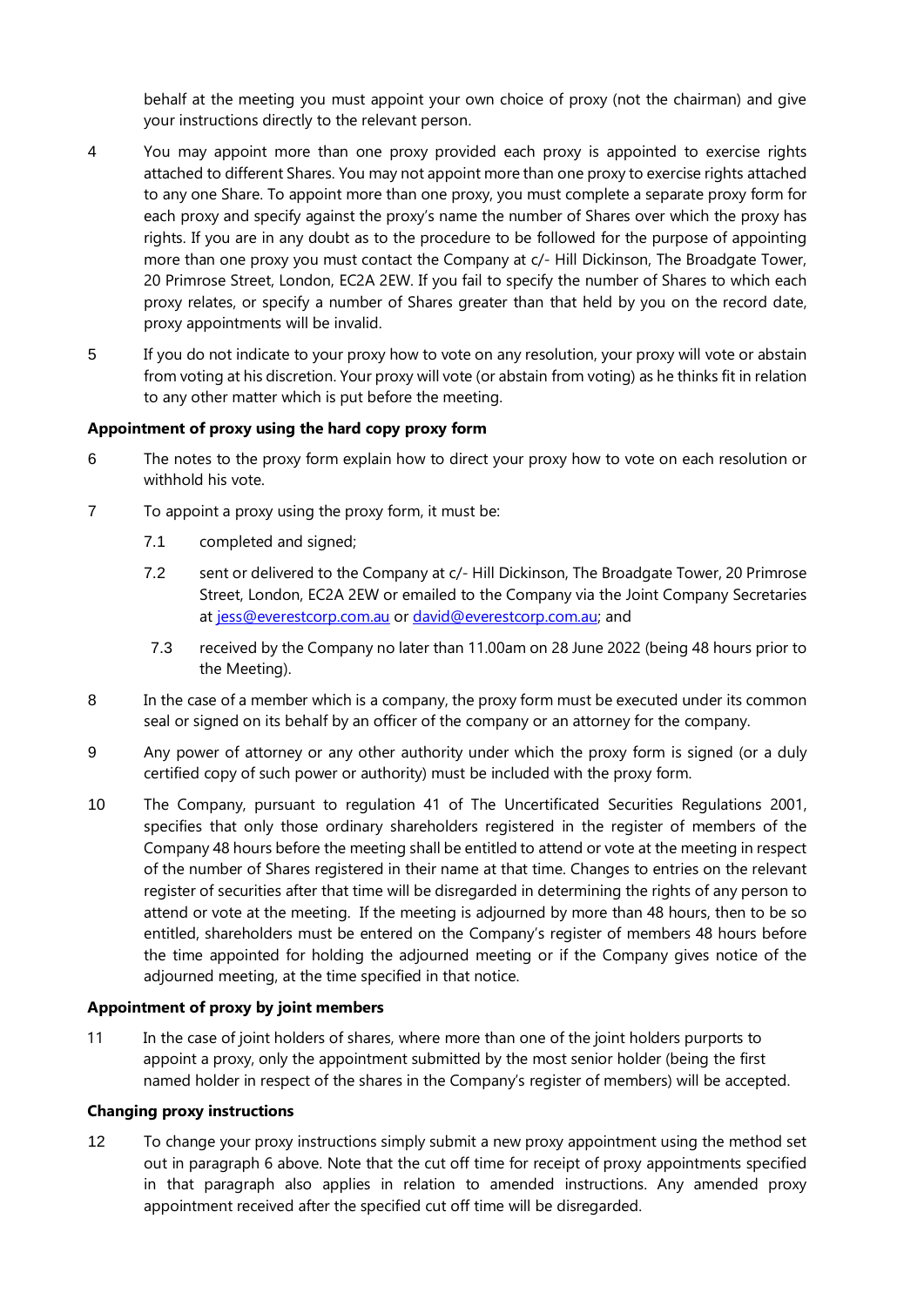behalf at the meeting you must appoint your own choice of proxy (not the chairman) and give your instructions directly to the relevant person.

4 You may appoint more than one proxy provided each proxy is appointed to exercise rights attached to different Shares. You may not appoint more than one proxy to exercise rights attached to any one Share. To appoint more than one proxy, you must complete a separate proxy form for each proxy and specify against the proxy's name the number of Shares over which the proxy has rights. If you are in any doubt as to the procedure to be followed for the purpose of appointing more than one proxy you must contact the Company at c/- Hill Dickinson, The Broadgate Tower, 20 Primrose Street, London, EC2A 2EW. If you fail to specify the number of Shares to which each proxy relates, or specify a number of Shares greater than that held by you on the record date, proxy appointments will be invalid.

5 If you do not indicate to your proxy how to vote on any resolution, your proxy will vote or abstain from voting at his discretion. Your proxy will vote (or abstain from voting) as he thinks fit in relation to any other matter which is put before the meeting.

**Appointment of proxy using the hard copy proxy form**

6 The notes to the proxy form explain how to direct your proxy how to vote on each resolution or withhold his vote.

7 To appoint a proxy using the proxy form, it must be:

7.1 completed and signed;

7.2 sent or delivered to the Company at c/- Hill Dickinson, The Broadgate Tower, 20 Primrose Street, London, EC2A 2EW or emailed to the Company via the Joint Company Secretaries at jess@everestcorp.com.au or david@everestcorp.com.au; and

7.3 received by the Company no later than 11.00am on 28 June 2022 (being 48 hours prior to the Meeting).

8 In the case of a member which is a company, the proxy form must be executed under its common seal or signed on its behalf by an officer of the company or an attorney for the company.

9 Any power of attorney or any other authority under which the proxy form is signed (or a duly certified copy of such power or authority) must be included with the proxy form.

10 The Company, pursuant to regulation 41 of The Uncertificated Securities Regulations 2001, specifies that only those ordinary shareholders registered in the register of members of the Company 48 hours before the meeting shall be entitled to attend or vote at the meeting in respect of the number of Shares registered in their name at that time. Changes to entries on the relevant register of securities after that time will be disregarded in determining the rights of any person to attend or vote at the meeting. If the meeting is adjourned by more than 48 hours, then to be so entitled, shareholders must be entered on the Company's register of members 48 hours before the time appointed for holding the adjourned meeting or if the Company gives notice of the adjourned meeting, at the time specified in that notice.

**Appointment of proxy by joint members**

11 In the case of joint holders of shares, where more than one of the joint holders purports to appoint a proxy, only the appointment submitted by the most senior holder (being the first named holder in respect of the shares in the Company's register of members) will be accepted.

**Changing proxy instructions**

12 To change your proxy instructions simply submit a new proxy appointment using the method set out in paragraph 6 above. Note that the cut off time for receipt of proxy appointments specified in that paragraph also applies in relation to amended instructions. Any amended proxy appointment received after the specified cut off time will be disregarded.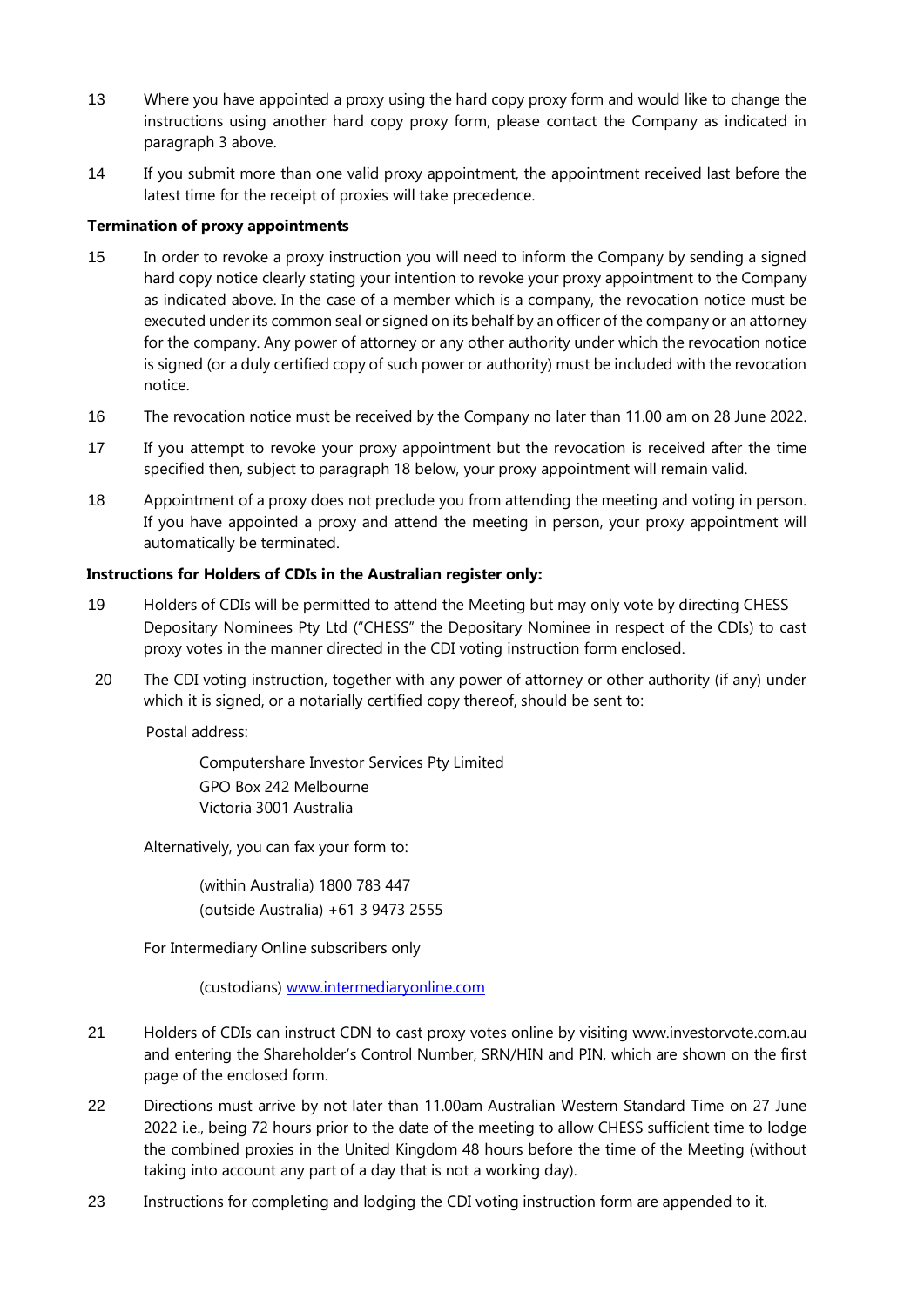13 Where you have appointed a proxy using the hard copy proxy form and would like to change the instructions using another hard copy proxy form, please contact the Company as indicated in paragraph 3 above.

14 If you submit more than one valid proxy appointment, the appointment received last before the latest time for the receipt of proxies will take precedence.

**Termination of proxy appointments**

15 In order to revoke a proxy instruction you will need to inform the Company by sending a signed hard copy notice clearly stating your intention to revoke your proxy appointment to the Company as indicated above. In the case of a member which is a company, the revocation notice must be executed under its common seal or signed on its behalf by an officer of the company or an attorney for the company. Any power of attorney or any other authority under which the revocation notice is signed (or a duly certified copy of such power or authority) must be included with the revocation notice.

16 The revocation notice must be received by the Company no later than 11.00 am on 28 June 2022.

17 If you attempt to revoke your proxy appointment but the revocation is received after the time specified then, subject to paragraph 18 below, your proxy appointment will remain valid.

18 Appointment of a proxy does not preclude you from attending the meeting and voting in person. If you have appointed a proxy and attend the meeting in person, your proxy appointment will automatically be terminated.

**Instructions for Holders of CDIs in the Australian register only:**

19 Holders of CDIs will be permitted to attend the Meeting but may only vote by directing CHESS Depositary Nominees Pty Ltd ("CHESS" the Depositary Nominee in respect of the CDIs) to cast proxy votes in the manner directed in the CDI voting instruction form enclosed.

20 The CDI voting instruction, together with any power of attorney or other authority (if any) under which it is signed, or a notarially certified copy thereof, should be sent to:

Postal address:

Computershare Investor Services Pty Limited
GPO Box 242 Melbourne
Victoria 3001 Australia

Alternatively, you can fax your form to:

(within Australia) 1800 783 447
(outside Australia) +61 3 9473 2555

For Intermediary Online subscribers only

(custodians) www.intermediaryonline.com

21 Holders of CDIs can instruct CDN to cast proxy votes online by visiting www.investorvote.com.au and entering the Shareholder's Control Number, SRN/HIN and PIN, which are shown on the first page of the enclosed form.

22 Directions must arrive by not later than 11.00am Australian Western Standard Time on 27 June 2022 i.e., being 72 hours prior to the date of the meeting to allow CHESS sufficient time to lodge the combined proxies in the United Kingdom 48 hours before the time of the Meeting (without taking into account any part of a day that is not a working day).

23 Instructions for completing and lodging the CDI voting instruction form are appended to it.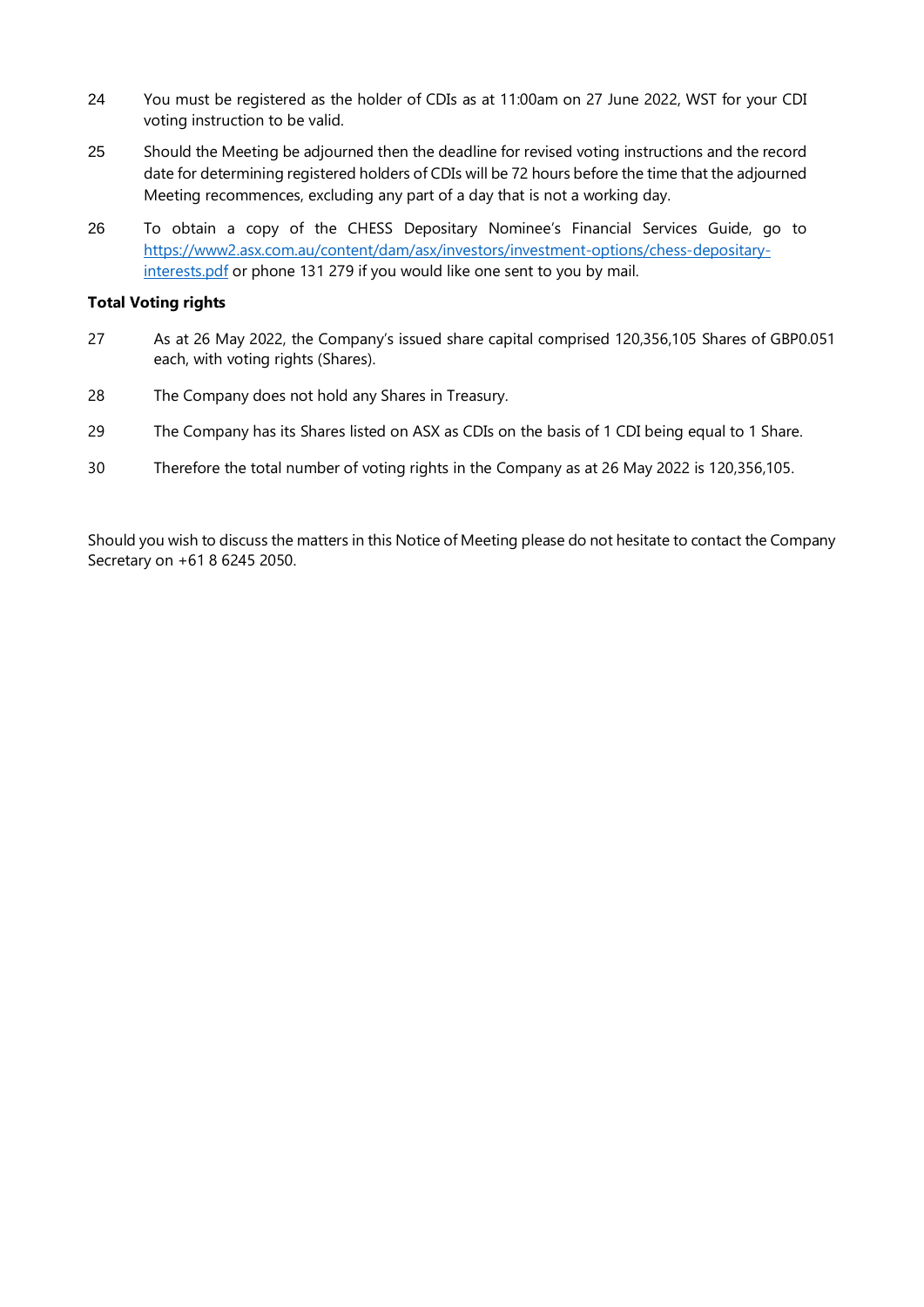24 You must be registered as the holder of CDIs as at 11:00am on 27 June 2022, WST for your CDI voting instruction to be valid.

25 Should the Meeting be adjourned then the deadline for revised voting instructions and the record date for determining registered holders of CDIs will be 72 hours before the time that the adjourned Meeting recommences, excluding any part of a day that is not a working day.

26 To obtain a copy of the CHESS Depositary Nominee's Financial Services Guide, go to https://www2.asx.com.au/content/dam/asx/investors/investment-options/chess-depositary-interests.pdf or phone 131 279 if you would like one sent to you by mail.

**Total Voting rights**

27 As at 26 May 2022, the Company's issued share capital comprised 120,356,105 Shares of GBP0.051 each, with voting rights (Shares).

28 The Company does not hold any Shares in Treasury.

29 The Company has its Shares listed on ASX as CDIs on the basis of 1 CDI being equal to 1 Share.

30 Therefore the total number of voting rights in the Company as at 26 May 2022 is 120,356,105.

Should you wish to discuss the matters in this Notice of Meeting please do not hesitate to contact the Company Secretary on +61 8 6245 2050.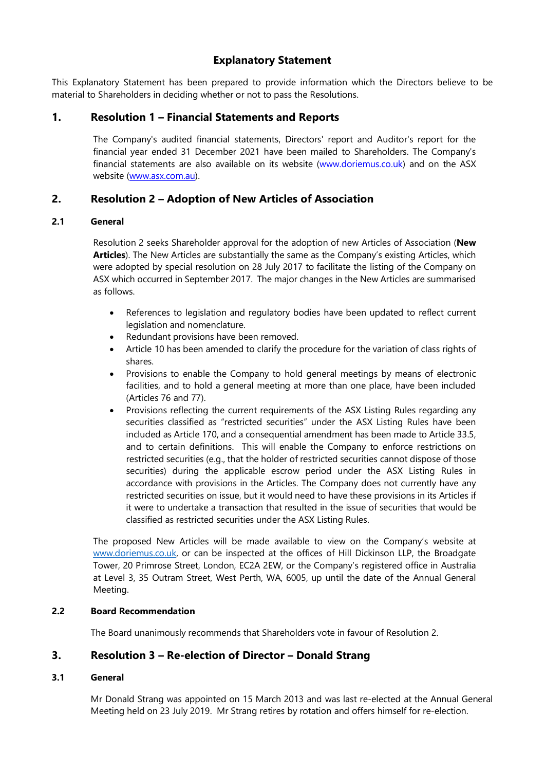# Explanatory Statement

This Explanatory Statement has been prepared to provide information which the Directors believe to be material to Shareholders in deciding whether or not to pass the Resolutions.

## 1. Resolution 1 – Financial Statements and Reports

The Company's audited financial statements, Directors' report and Auditor's report for the financial year ended 31 December 2021 have been mailed to Shareholders. The Company's financial statements are also available on its website (www.doriemus.co.uk) and on the ASX website (www.asx.com.au).

## 2. Resolution 2 – Adoption of New Articles of Association

### 2.1 General

Resolution 2 seeks Shareholder approval for the adoption of new Articles of Association (**New Articles**). The New Articles are substantially the same as the Company's existing Articles, which were adopted by special resolution on 28 July 2017 to facilitate the listing of the Company on ASX which occurred in September 2017. The major changes in the New Articles are summarised as follows.

- References to legislation and regulatory bodies have been updated to reflect current legislation and nomenclature.
- Redundant provisions have been removed.
- Article 10 has been amended to clarify the procedure for the variation of class rights of shares.
- Provisions to enable the Company to hold general meetings by means of electronic facilities, and to hold a general meeting at more than one place, have been included (Articles 76 and 77).
- Provisions reflecting the current requirements of the ASX Listing Rules regarding any securities classified as "restricted securities" under the ASX Listing Rules have been included as Article 170, and a consequential amendment has been made to Article 33.5, and to certain definitions. This will enable the Company to enforce restrictions on restricted securities (e.g., that the holder of restricted securities cannot dispose of those securities) during the applicable escrow period under the ASX Listing Rules in accordance with provisions in the Articles. The Company does not currently have any restricted securities on issue, but it would need to have these provisions in its Articles if it were to undertake a transaction that resulted in the issue of securities that would be classified as restricted securities under the ASX Listing Rules.

The proposed New Articles will be made available to view on the Company's website at www.doriemus.co.uk, or can be inspected at the offices of Hill Dickinson LLP, the Broadgate Tower, 20 Primrose Street, London, EC2A 2EW, or the Company's registered office in Australia at Level 3, 35 Outram Street, West Perth, WA, 6005, up until the date of the Annual General Meeting.

### 2.2 Board Recommendation

The Board unanimously recommends that Shareholders vote in favour of Resolution 2.

## 3. Resolution 3 – Re-election of Director – Donald Strang

### 3.1 General

Mr Donald Strang was appointed on 15 March 2013 and was last re-elected at the Annual General Meeting held on 23 July 2019. Mr Strang retires by rotation and offers himself for re-election.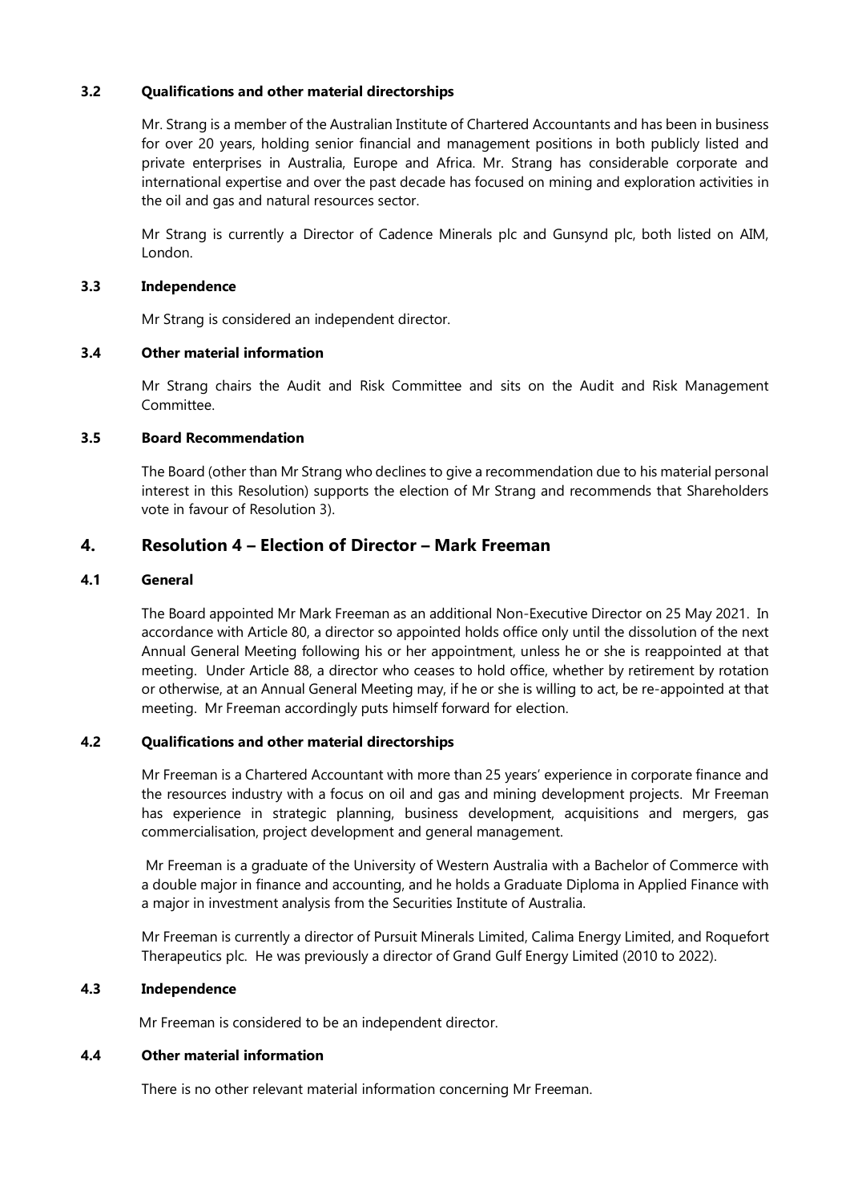### 3.2 Qualifications and other material directorships

Mr. Strang is a member of the Australian Institute of Chartered Accountants and has been in business for over 20 years, holding senior financial and management positions in both publicly listed and private enterprises in Australia, Europe and Africa. Mr. Strang has considerable corporate and international expertise and over the past decade has focused on mining and exploration activities in the oil and gas and natural resources sector.

Mr Strang is currently a Director of Cadence Minerals plc and Gunsynd plc, both listed on AIM, London.

### 3.3 Independence

Mr Strang is considered an independent director.

### 3.4 Other material information

Mr Strang chairs the Audit and Risk Committee and sits on the Audit and Risk Management Committee.

### 3.5 Board Recommendation

The Board (other than Mr Strang who declines to give a recommendation due to his material personal interest in this Resolution) supports the election of Mr Strang and recommends that Shareholders vote in favour of Resolution 3).

## 4. Resolution 4 – Election of Director – Mark Freeman

### 4.1 General

The Board appointed Mr Mark Freeman as an additional Non-Executive Director on 25 May 2021. In accordance with Article 80, a director so appointed holds office only until the dissolution of the next Annual General Meeting following his or her appointment, unless he or she is reappointed at that meeting. Under Article 88, a director who ceases to hold office, whether by retirement by rotation or otherwise, at an Annual General Meeting may, if he or she is willing to act, be re-appointed at that meeting. Mr Freeman accordingly puts himself forward for election.

### 4.2 Qualifications and other material directorships

Mr Freeman is a Chartered Accountant with more than 25 years' experience in corporate finance and the resources industry with a focus on oil and gas and mining development projects. Mr Freeman has experience in strategic planning, business development, acquisitions and mergers, gas commercialisation, project development and general management.

Mr Freeman is a graduate of the University of Western Australia with a Bachelor of Commerce with a double major in finance and accounting, and he holds a Graduate Diploma in Applied Finance with a major in investment analysis from the Securities Institute of Australia.

Mr Freeman is currently a director of Pursuit Minerals Limited, Calima Energy Limited, and Roquefort Therapeutics plc. He was previously a director of Grand Gulf Energy Limited (2010 to 2022).

### 4.3 Independence

Mr Freeman is considered to be an independent director.

### 4.4 Other material information

There is no other relevant material information concerning Mr Freeman.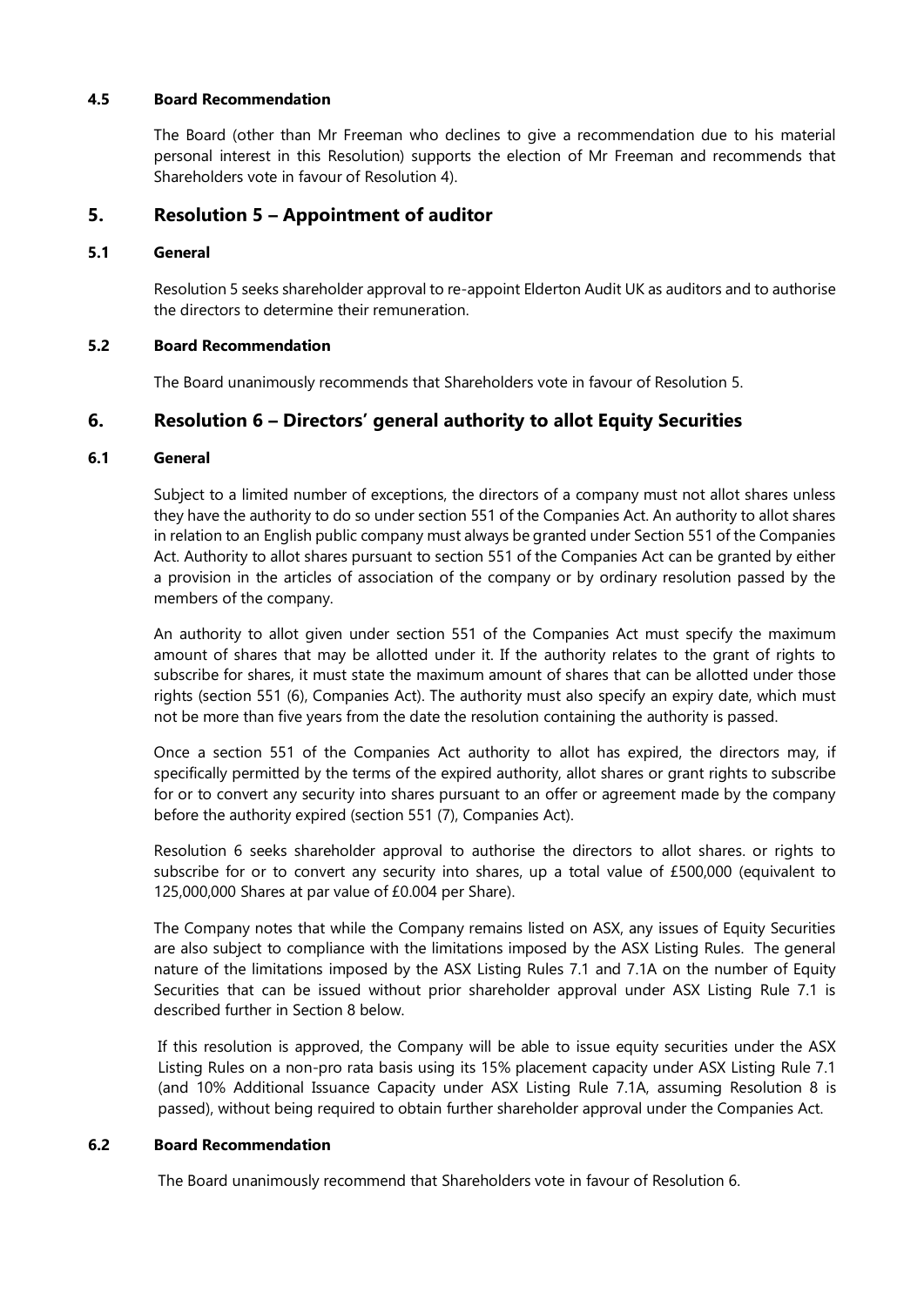### 4.5 Board Recommendation

The Board (other than Mr Freeman who declines to give a recommendation due to his material personal interest in this Resolution) supports the election of Mr Freeman and recommends that Shareholders vote in favour of Resolution 4).

## 5. Resolution 5 – Appointment of auditor

### 5.1 General

Resolution 5 seeks shareholder approval to re-appoint Elderton Audit UK as auditors and to authorise the directors to determine their remuneration.

### 5.2 Board Recommendation

The Board unanimously recommends that Shareholders vote in favour of Resolution 5.

## 6. Resolution 6 – Directors' general authority to allot Equity Securities

### 6.1 General

Subject to a limited number of exceptions, the directors of a company must not allot shares unless they have the authority to do so under section 551 of the Companies Act. An authority to allot shares in relation to an English public company must always be granted under Section 551 of the Companies Act. Authority to allot shares pursuant to section 551 of the Companies Act can be granted by either a provision in the articles of association of the company or by ordinary resolution passed by the members of the company.

An authority to allot given under section 551 of the Companies Act must specify the maximum amount of shares that may be allotted under it. If the authority relates to the grant of rights to subscribe for shares, it must state the maximum amount of shares that can be allotted under those rights (section 551 (6), Companies Act). The authority must also specify an expiry date, which must not be more than five years from the date the resolution containing the authority is passed.

Once a section 551 of the Companies Act authority to allot has expired, the directors may, if specifically permitted by the terms of the expired authority, allot shares or grant rights to subscribe for or to convert any security into shares pursuant to an offer or agreement made by the company before the authority expired (section 551 (7), Companies Act).

Resolution 6 seeks shareholder approval to authorise the directors to allot shares. or rights to subscribe for or to convert any security into shares, up a total value of £500,000 (equivalent to 125,000,000 Shares at par value of £0.004 per Share).

The Company notes that while the Company remains listed on ASX, any issues of Equity Securities are also subject to compliance with the limitations imposed by the ASX Listing Rules. The general nature of the limitations imposed by the ASX Listing Rules 7.1 and 7.1A on the number of Equity Securities that can be issued without prior shareholder approval under ASX Listing Rule 7.1 is described further in Section 8 below.

If this resolution is approved, the Company will be able to issue equity securities under the ASX Listing Rules on a non-pro rata basis using its 15% placement capacity under ASX Listing Rule 7.1 (and 10% Additional Issuance Capacity under ASX Listing Rule 7.1A, assuming Resolution 8 is passed), without being required to obtain further shareholder approval under the Companies Act.

### 6.2 Board Recommendation

The Board unanimously recommend that Shareholders vote in favour of Resolution 6.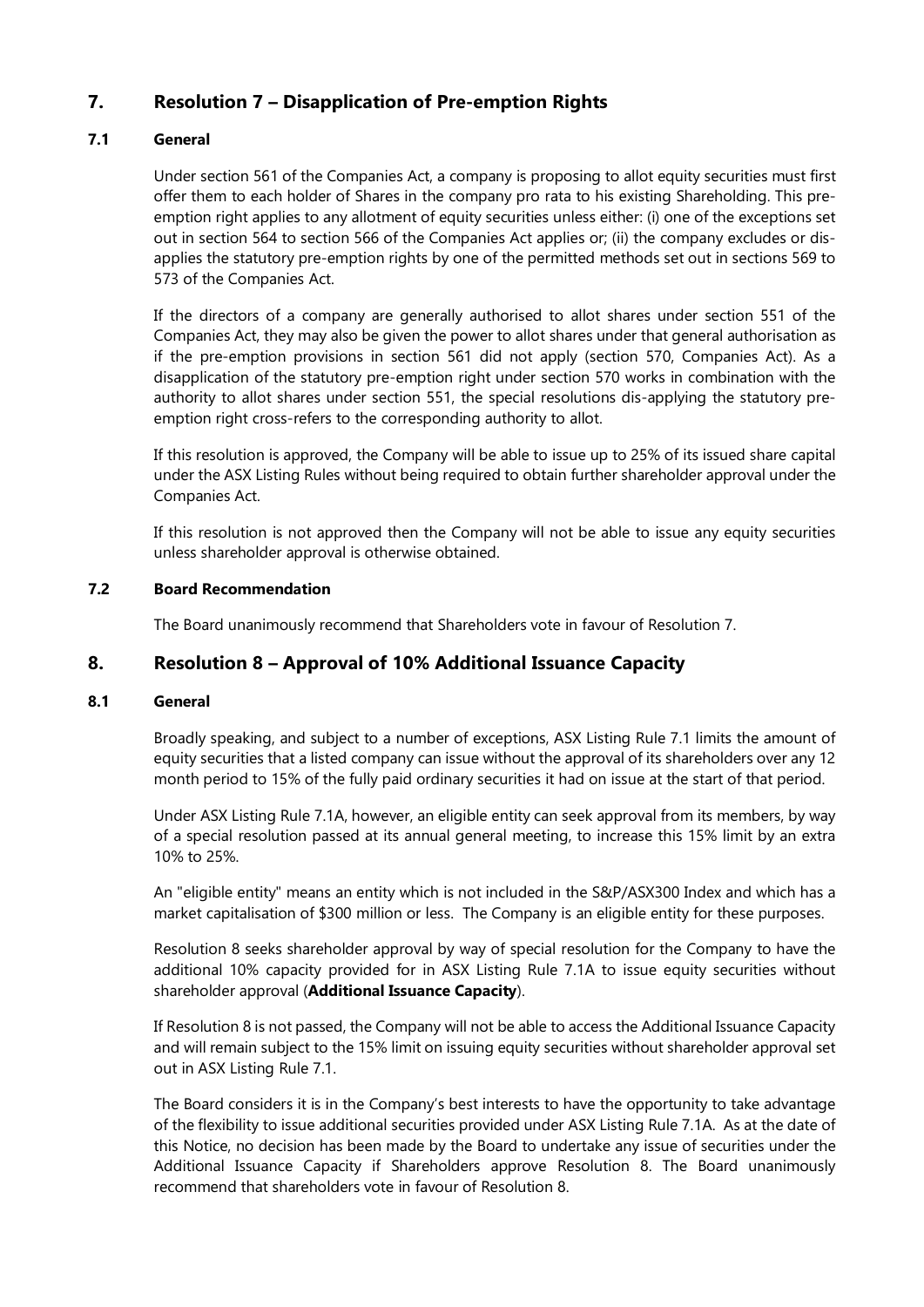## 7. Resolution 7 – Disapplication of Pre-emption Rights

### 7.1 General

Under section 561 of the Companies Act, a company is proposing to allot equity securities must first offer them to each holder of Shares in the company pro rata to his existing Shareholding. This pre-emption right applies to any allotment of equity securities unless either: (i) one of the exceptions set out in section 564 to section 566 of the Companies Act applies or; (ii) the company excludes or dis-applies the statutory pre-emption rights by one of the permitted methods set out in sections 569 to 573 of the Companies Act.

If the directors of a company are generally authorised to allot shares under section 551 of the Companies Act, they may also be given the power to allot shares under that general authorisation as if the pre-emption provisions in section 561 did not apply (section 570, Companies Act). As a disapplication of the statutory pre-emption right under section 570 works in combination with the authority to allot shares under section 551, the special resolutions dis-applying the statutory pre-emption right cross-refers to the corresponding authority to allot.

If this resolution is approved, the Company will be able to issue up to 25% of its issued share capital under the ASX Listing Rules without being required to obtain further shareholder approval under the Companies Act.

If this resolution is not approved then the Company will not be able to issue any equity securities unless shareholder approval is otherwise obtained.

### 7.2 Board Recommendation

The Board unanimously recommend that Shareholders vote in favour of Resolution 7.

## 8. Resolution 8 – Approval of 10% Additional Issuance Capacity

### 8.1 General

Broadly speaking, and subject to a number of exceptions, ASX Listing Rule 7.1 limits the amount of equity securities that a listed company can issue without the approval of its shareholders over any 12 month period to 15% of the fully paid ordinary securities it had on issue at the start of that period.

Under ASX Listing Rule 7.1A, however, an eligible entity can seek approval from its members, by way of a special resolution passed at its annual general meeting, to increase this 15% limit by an extra 10% to 25%.

An "eligible entity" means an entity which is not included in the S&P/ASX300 Index and which has a market capitalisation of $300 million or less. The Company is an eligible entity for these purposes.

Resolution 8 seeks shareholder approval by way of special resolution for the Company to have the additional 10% capacity provided for in ASX Listing Rule 7.1A to issue equity securities without shareholder approval (**Additional Issuance Capacity**).

If Resolution 8 is not passed, the Company will not be able to access the Additional Issuance Capacity and will remain subject to the 15% limit on issuing equity securities without shareholder approval set out in ASX Listing Rule 7.1.

The Board considers it is in the Company's best interests to have the opportunity to take advantage of the flexibility to issue additional securities provided under ASX Listing Rule 7.1A. As at the date of this Notice, no decision has been made by the Board to undertake any issue of securities under the Additional Issuance Capacity if Shareholders approve Resolution 8. The Board unanimously recommend that shareholders vote in favour of Resolution 8.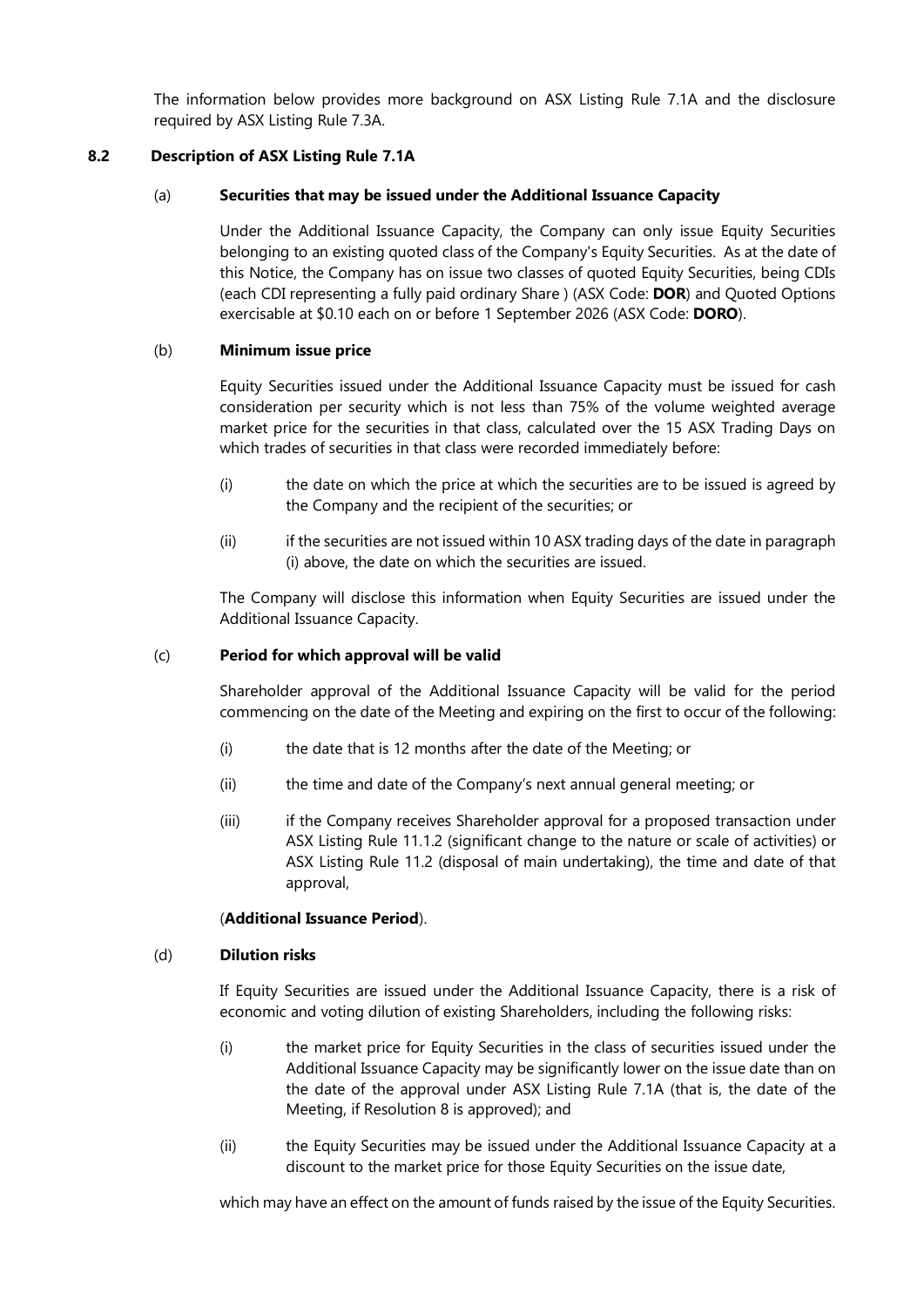The information below provides more background on ASX Listing Rule 7.1A and the disclosure required by ASX Listing Rule 7.3A.

## 8.2 Description of ASX Listing Rule 7.1A

### (a) Securities that may be issued under the Additional Issuance Capacity

Under the Additional Issuance Capacity, the Company can only issue Equity Securities belonging to an existing quoted class of the Company's Equity Securities. As at the date of this Notice, the Company has on issue two classes of quoted Equity Securities, being CDIs (each CDI representing a fully paid ordinary Share ) (ASX Code: **DOR**) and Quoted Options exercisable at $0.10 each on or before 1 September 2026 (ASX Code: **DORO**).

### (b) Minimum issue price

Equity Securities issued under the Additional Issuance Capacity must be issued for cash consideration per security which is not less than 75% of the volume weighted average market price for the securities in that class, calculated over the 15 ASX Trading Days on which trades of securities in that class were recorded immediately before:

(i) the date on which the price at which the securities are to be issued is agreed by the Company and the recipient of the securities; or

(ii) if the securities are not issued within 10 ASX trading days of the date in paragraph (i) above, the date on which the securities are issued.

The Company will disclose this information when Equity Securities are issued under the Additional Issuance Capacity.

### (c) Period for which approval will be valid

Shareholder approval of the Additional Issuance Capacity will be valid for the period commencing on the date of the Meeting and expiring on the first to occur of the following:

(i) the date that is 12 months after the date of the Meeting; or

(ii) the time and date of the Company's next annual general meeting; or

(iii) if the Company receives Shareholder approval for a proposed transaction under ASX Listing Rule 11.1.2 (significant change to the nature or scale of activities) or ASX Listing Rule 11.2 (disposal of main undertaking), the time and date of that approval,

(**Additional Issuance Period**).

### (d) Dilution risks

If Equity Securities are issued under the Additional Issuance Capacity, there is a risk of economic and voting dilution of existing Shareholders, including the following risks:

(i) the market price for Equity Securities in the class of securities issued under the Additional Issuance Capacity may be significantly lower on the issue date than on the date of the approval under ASX Listing Rule 7.1A (that is, the date of the Meeting, if Resolution 8 is approved); and

(ii) the Equity Securities may be issued under the Additional Issuance Capacity at a discount to the market price for those Equity Securities on the issue date,

which may have an effect on the amount of funds raised by the issue of the Equity Securities.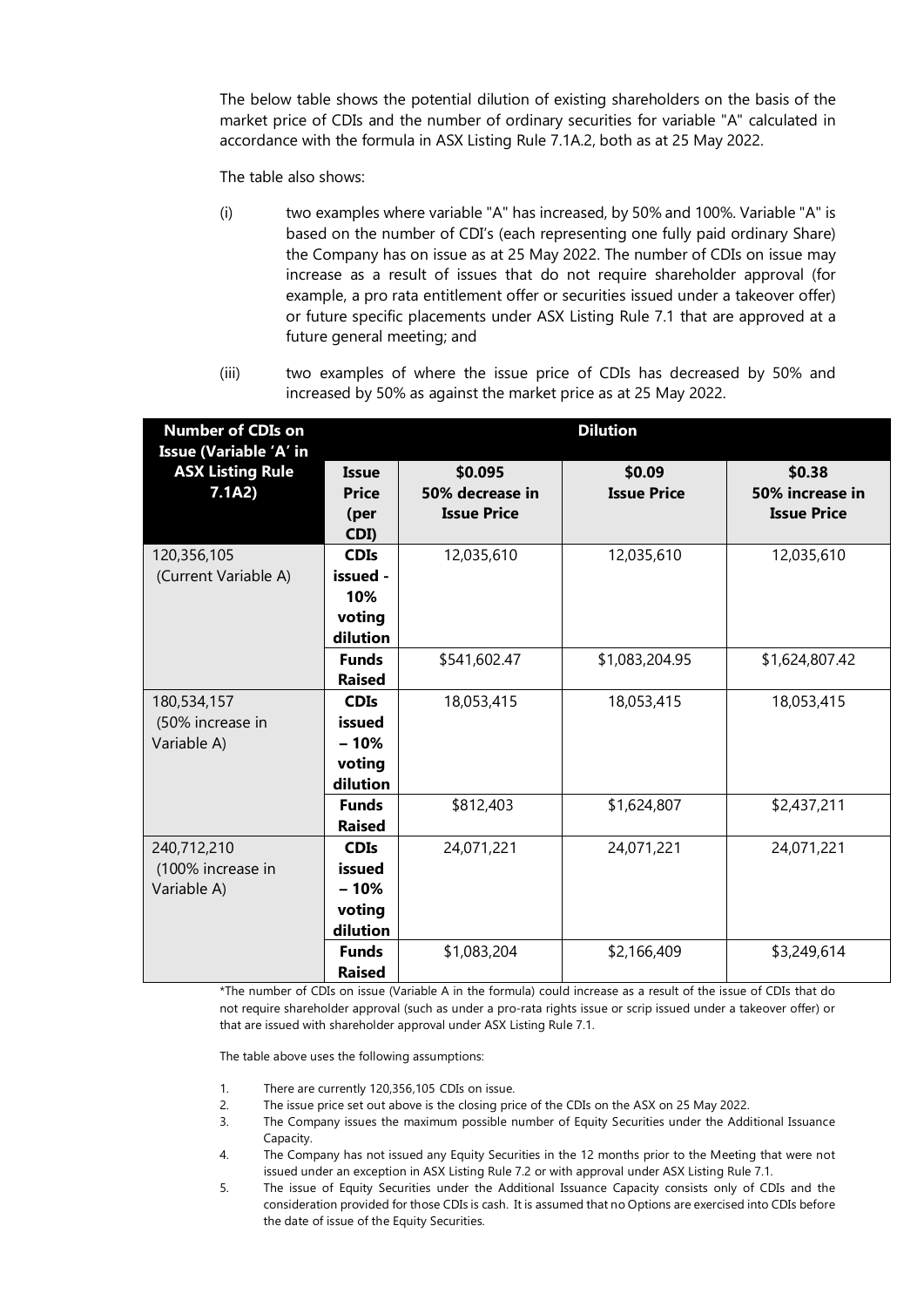The below table shows the potential dilution of existing shareholders on the basis of the market price of CDIs and the number of ordinary securities for variable "A" calculated in accordance with the formula in ASX Listing Rule 7.1A.2, both as at 25 May 2022.

The table also shows:

(i) two examples where variable "A" has increased, by 50% and 100%. Variable "A" is based on the number of CDI's (each representing one fully paid ordinary Share) the Company has on issue as at 25 May 2022. The number of CDIs on issue may increase as a result of issues that do not require shareholder approval (for example, a pro rata entitlement offer or securities issued under a takeover offer) or future specific placements under ASX Listing Rule 7.1 that are approved at a future general meeting; and

(iii) two examples of where the issue price of CDIs has decreased by 50% and increased by 50% as against the market price as at 25 May 2022.

| **Number of CDIs on Issue (Variable 'A' in ASX Listing Rule 7.1A2)** | **Dilution** | | | |
|---|---|---|---|---|
| | **Issue Price (per CDI)** | **\$0.095 50% decrease in Issue Price** | **\$0.09 Issue Price** | **\$0.38 50% increase in Issue Price** |
| 120,356,105 (Current Variable A) | **CDIs issued - 10% voting dilution** | 12,035,610 | 12,035,610 | 12,035,610 |
| | **Funds Raised** | \$541,602.47 | \$1,083,204.95 | \$1,624,807.42 |
| 180,534,157 (50% increase in Variable A) | **CDIs issued – 10% voting dilution** | 18,053,415 | 18,053,415 | 18,053,415 |
| | **Funds Raised** | \$812,403 | \$1,624,807 | \$2,437,211 |
| 240,712,210 (100% increase in Variable A) | **CDIs issued – 10% voting dilution** | 24,071,221 | 24,071,221 | 24,071,221 |
| | **Funds Raised** | \$1,083,204 | \$2,166,409 | \$3,249,614 |

*The number of CDIs on issue (Variable A in the formula) could increase as a result of the issue of CDIs that do not require shareholder approval (such as under a pro-rata rights issue or scrip issued under a takeover offer) or that are issued with shareholder approval under ASX Listing Rule 7.1.

The table above uses the following assumptions:

1. There are currently 120,356,105 CDIs on issue.
2. The issue price set out above is the closing price of the CDIs on the ASX on 25 May 2022.
3. The Company issues the maximum possible number of Equity Securities under the Additional Issuance Capacity.
4. The Company has not issued any Equity Securities in the 12 months prior to the Meeting that were not issued under an exception in ASX Listing Rule 7.2 or with approval under ASX Listing Rule 7.1.
5. The issue of Equity Securities under the Additional Issuance Capacity consists only of CDIs and the consideration provided for those CDIs is cash. It is assumed that no Options are exercised into CDIs before the date of issue of the Equity Securities.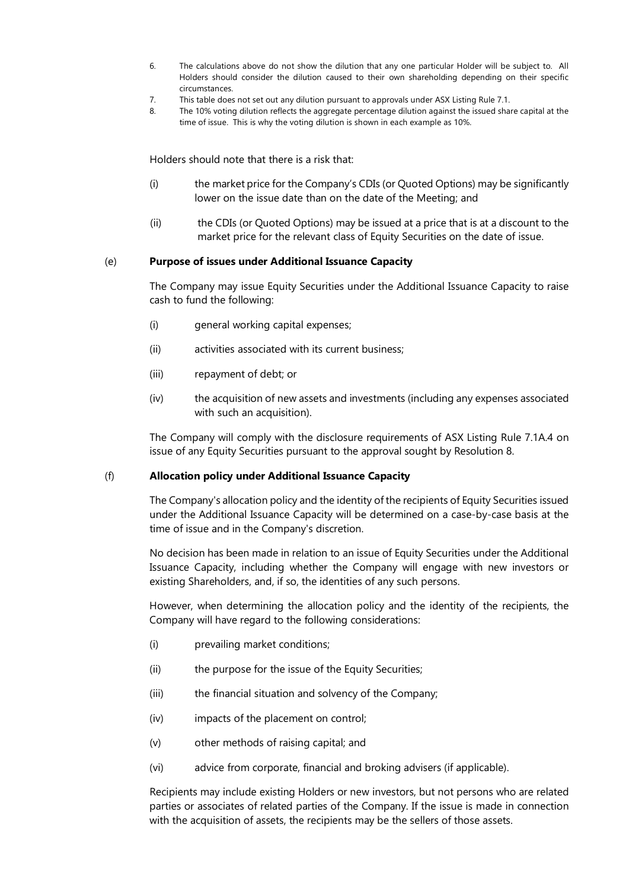6. The calculations above do not show the dilution that any one particular Holder will be subject to. All Holders should consider the dilution caused to their own shareholding depending on their specific circumstances.
7. This table does not set out any dilution pursuant to approvals under ASX Listing Rule 7.1.
8. The 10% voting dilution reflects the aggregate percentage dilution against the issued share capital at the time of issue. This is why the voting dilution is shown in each example as 10%.

Holders should note that there is a risk that:

(i) the market price for the Company's CDIs (or Quoted Options) may be significantly lower on the issue date than on the date of the Meeting; and

(ii) the CDIs (or Quoted Options) may be issued at a price that is at a discount to the market price for the relevant class of Equity Securities on the date of issue.

(e) **Purpose of issues under Additional Issuance Capacity**

The Company may issue Equity Securities under the Additional Issuance Capacity to raise cash to fund the following:

(i) general working capital expenses;

(ii) activities associated with its current business;

(iii) repayment of debt; or

(iv) the acquisition of new assets and investments (including any expenses associated with such an acquisition).

The Company will comply with the disclosure requirements of ASX Listing Rule 7.1A.4 on issue of any Equity Securities pursuant to the approval sought by Resolution 8.

(f) **Allocation policy under Additional Issuance Capacity**

The Company's allocation policy and the identity of the recipients of Equity Securities issued under the Additional Issuance Capacity will be determined on a case-by-case basis at the time of issue and in the Company's discretion.

No decision has been made in relation to an issue of Equity Securities under the Additional Issuance Capacity, including whether the Company will engage with new investors or existing Shareholders, and, if so, the identities of any such persons.

However, when determining the allocation policy and the identity of the recipients, the Company will have regard to the following considerations:

(i) prevailing market conditions;

(ii) the purpose for the issue of the Equity Securities;

(iii) the financial situation and solvency of the Company;

(iv) impacts of the placement on control;

(v) other methods of raising capital; and

(vi) advice from corporate, financial and broking advisers (if applicable).

Recipients may include existing Holders or new investors, but not persons who are related parties or associates of related parties of the Company. If the issue is made in connection with the acquisition of assets, the recipients may be the sellers of those assets.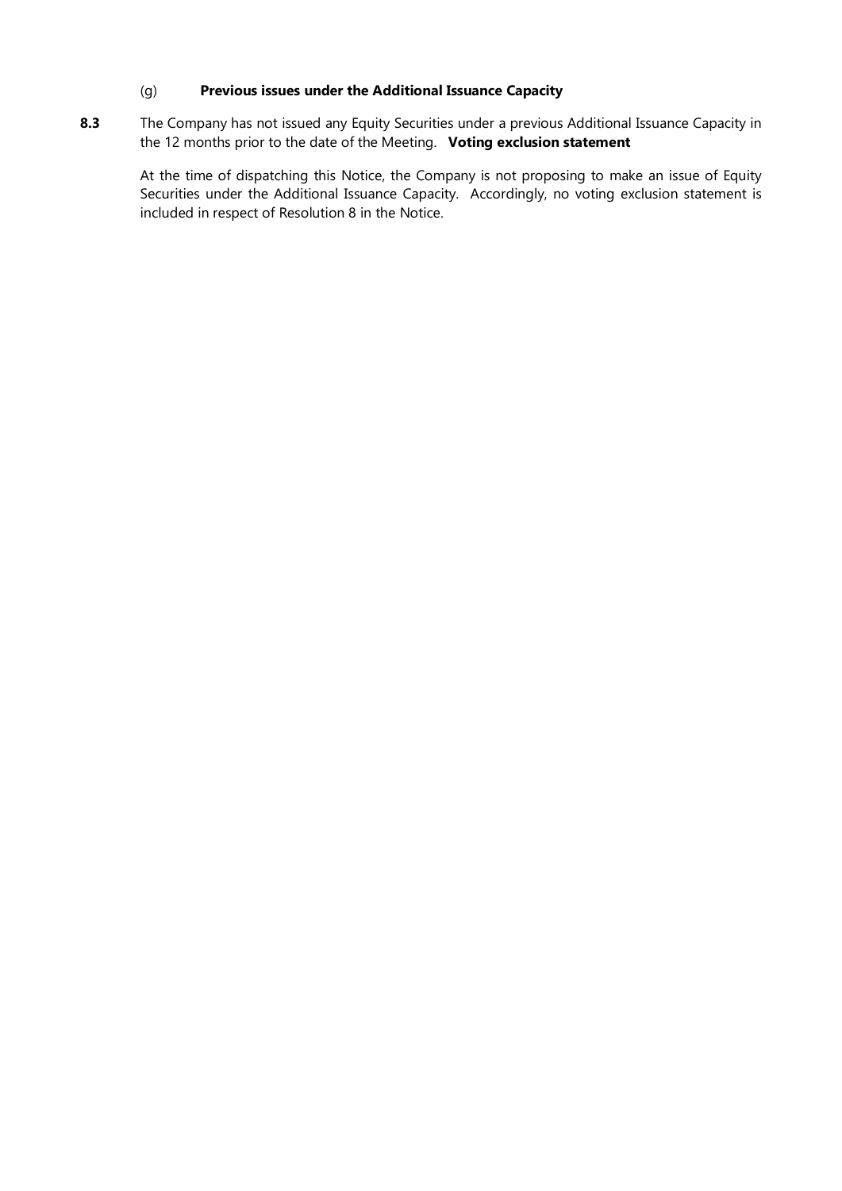(g) **Previous issues under the Additional Issuance Capacity**

**8.3** The Company has not issued any Equity Securities under a previous Additional Issuance Capacity in the 12 months prior to the date of the Meeting. **Voting exclusion statement**

At the time of dispatching this Notice, the Company is not proposing to make an issue of Equity Securities under the Additional Issuance Capacity. Accordingly, no voting exclusion statement is included in respect of Resolution 8 in the Notice.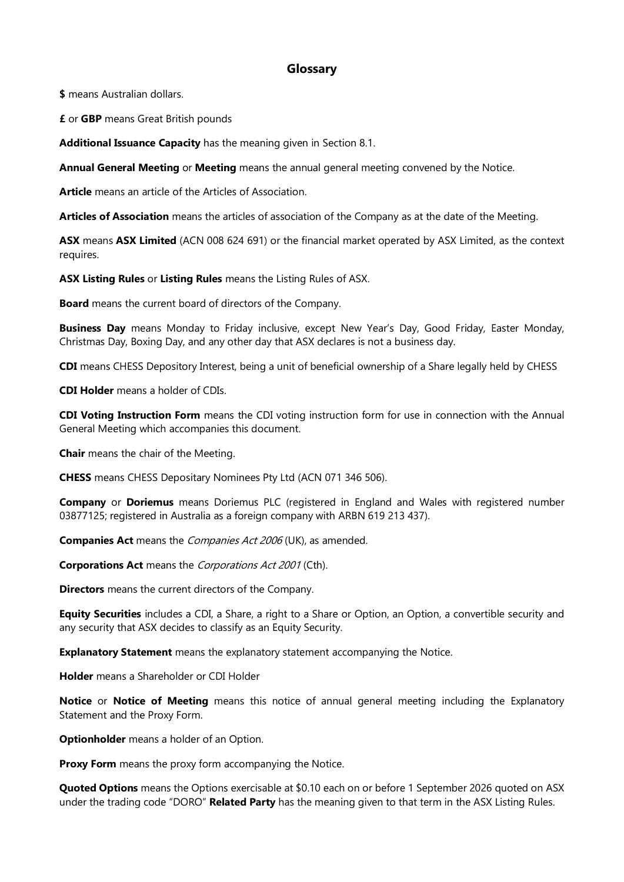## Glossary

**$** means Australian dollars.

**£** or **GBP** means Great British pounds

**Additional Issuance Capacity** has the meaning given in Section 8.1.

**Annual General Meeting** or **Meeting** means the annual general meeting convened by the Notice.

**Article** means an article of the Articles of Association.

**Articles of Association** means the articles of association of the Company as at the date of the Meeting.

**ASX** means **ASX Limited** (ACN 008 624 691) or the financial market operated by ASX Limited, as the context requires.

**ASX Listing Rules** or **Listing Rules** means the Listing Rules of ASX.

**Board** means the current board of directors of the Company.

**Business Day** means Monday to Friday inclusive, except New Year's Day, Good Friday, Easter Monday, Christmas Day, Boxing Day, and any other day that ASX declares is not a business day.

**CDI** means CHESS Depository Interest, being a unit of beneficial ownership of a Share legally held by CHESS

**CDI Holder** means a holder of CDIs.

**CDI Voting Instruction Form** means the CDI voting instruction form for use in connection with the Annual General Meeting which accompanies this document.

**Chair** means the chair of the Meeting.

**CHESS** means CHESS Depositary Nominees Pty Ltd (ACN 071 346 506).

**Company** or **Doriemus** means Doriemus PLC (registered in England and Wales with registered number 03877125; registered in Australia as a foreign company with ARBN 619 213 437).

**Companies Act** means the *Companies Act 2006* (UK), as amended.

**Corporations Act** means the *Corporations Act 2001* (Cth).

**Directors** means the current directors of the Company.

**Equity Securities** includes a CDI, a Share, a right to a Share or Option, an Option, a convertible security and any security that ASX decides to classify as an Equity Security.

**Explanatory Statement** means the explanatory statement accompanying the Notice.

**Holder** means a Shareholder or CDI Holder

**Notice** or **Notice of Meeting** means this notice of annual general meeting including the Explanatory Statement and the Proxy Form.

**Optionholder** means a holder of an Option.

**Proxy Form** means the proxy form accompanying the Notice.

**Quoted Options** means the Options exercisable at $0.10 each on or before 1 September 2026 quoted on ASX under the trading code "DORO" **Related Party** has the meaning given to that term in the ASX Listing Rules.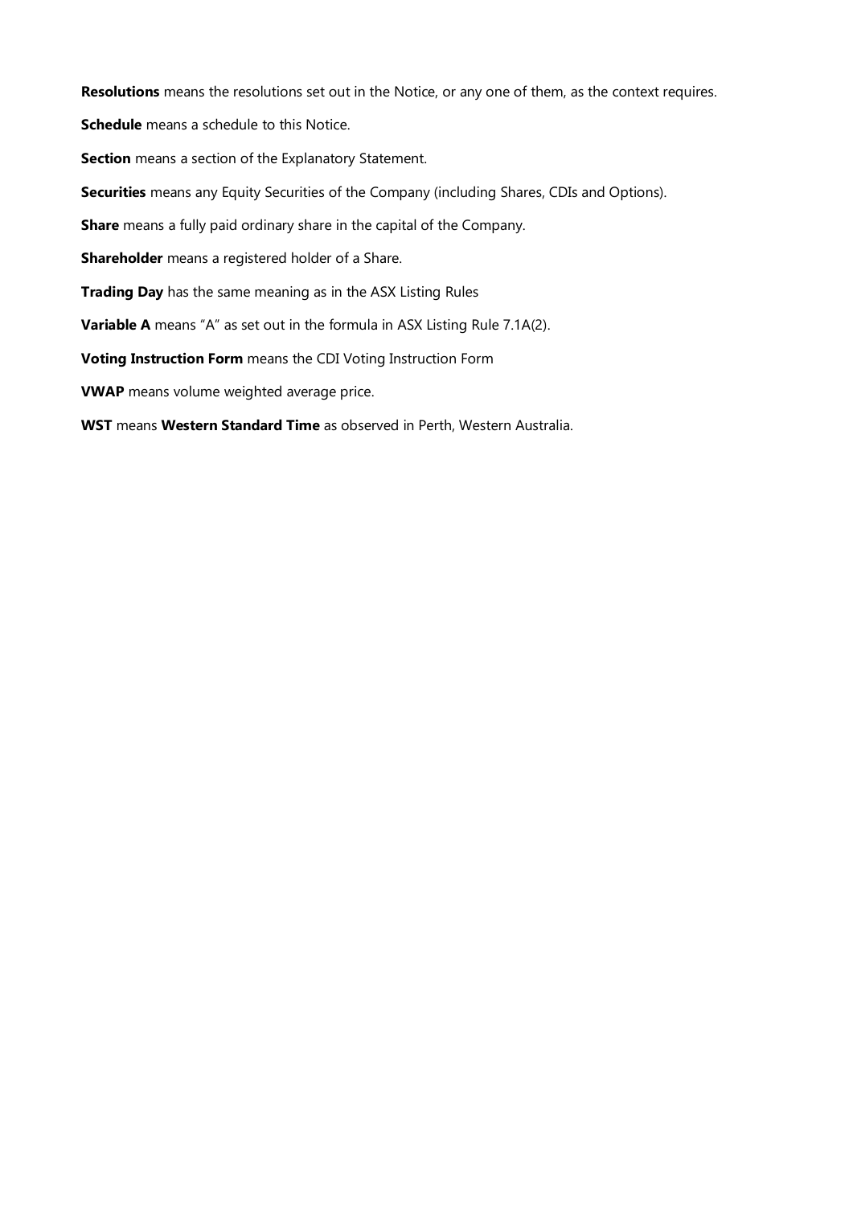**Resolutions** means the resolutions set out in the Notice, or any one of them, as the context requires.

**Schedule** means a schedule to this Notice.

**Section** means a section of the Explanatory Statement.

**Securities** means any Equity Securities of the Company (including Shares, CDIs and Options).

**Share** means a fully paid ordinary share in the capital of the Company.

**Shareholder** means a registered holder of a Share.

**Trading Day** has the same meaning as in the ASX Listing Rules

**Variable A** means "A" as set out in the formula in ASX Listing Rule 7.1A(2).

**Voting Instruction Form** means the CDI Voting Instruction Form

**VWAP** means volume weighted average price.

**WST** means **Western Standard Time** as observed in Perth, Western Australia.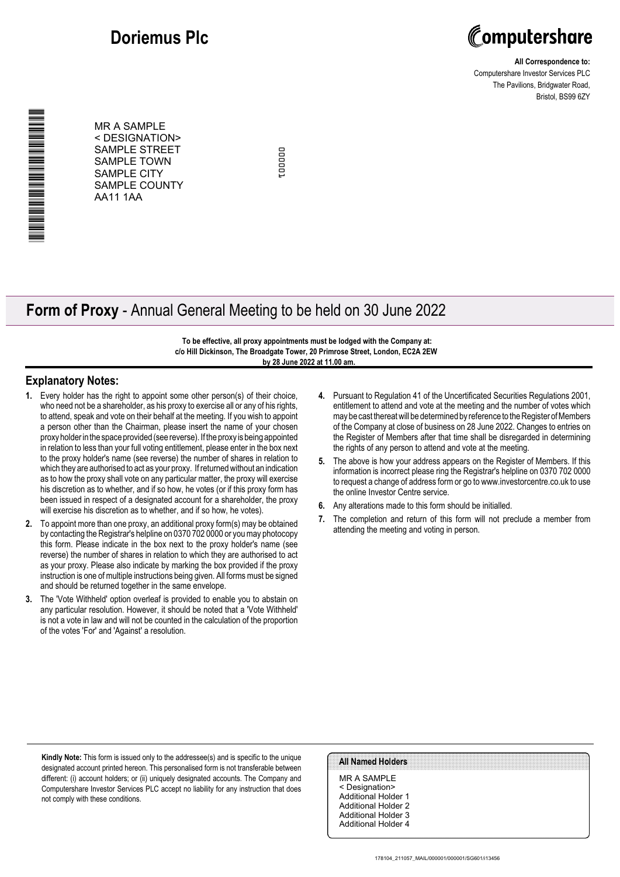# Doriemus Plc

**Computershare**

**All Correspondence to:**
Computershare Investor Services PLC
The Pavilions, Bridgwater Road,
Bristol, BS99 6ZY

MR A SAMPLE
< DESIGNATION>
SAMPLE STREET
SAMPLE TOWN
SAMPLE CITY
SAMPLE COUNTY
AA11 1AA

000001

# **Form of Proxy** - Annual General Meeting to be held on 30 June 2022

**To be effective, all proxy appointments must be lodged with the Company at:**
**c/o Hill Dickinson, The Broadgate Tower, 20 Primrose Street, London, EC2A 2EW**
**by 28 June 2022 at 11.00 am.**

## Explanatory Notes:

1. Every holder has the right to appoint some other person(s) of their choice, who need not be a shareholder, as his proxy to exercise all or any of his rights, to attend, speak and vote on their behalf at the meeting. If you wish to appoint a person other than the Chairman, please insert the name of your chosen proxy holder in the space provided (see reverse). If the proxy is being appointed in relation to less than your full voting entitlement, please enter in the box next to the proxy holder's name (see reverse) the number of shares in relation to which they are authorised to act as your proxy. If returned without an indication as to how the proxy shall vote on any particular matter, the proxy will exercise his discretion as to whether, and if so how, he votes (or if this proxy form has been issued in respect of a designated account for a shareholder, the proxy will exercise his discretion as to whether, and if so how, he votes).
2. To appoint more than one proxy, an additional proxy form(s) may be obtained by contacting the Registrar's helpline on 0370 702 0000 or you may photocopy this form. Please indicate in the box next to the proxy holder's name (see reverse) the number of shares in relation to which they are authorised to act as your proxy. Please also indicate by marking the box provided if the proxy instruction is one of multiple instructions being given. All forms must be signed and should be returned together in the same envelope.
3. The 'Vote Withheld' option overleaf is provided to enable you to abstain on any particular resolution. However, it should be noted that a 'Vote Withheld' is not a vote in law and will not be counted in the calculation of the proportion of the votes 'For' and 'Against' a resolution.
4. Pursuant to Regulation 41 of the Uncertificated Securities Regulations 2001, entitlement to attend and vote at the meeting and the number of votes which may be cast thereat will be determined by reference to the Register of Members of the Company at close of business on 28 June 2022. Changes to entries on the Register of Members after that time shall be disregarded in determining the rights of any person to attend and vote at the meeting.
5. The above is how your address appears on the Register of Members. If this information is incorrect please ring the Registrar's helpline on 0370 702 0000 to request a change of address form or go to www.investorcentre.co.uk to use the online Investor Centre service.
6. Any alterations made to this form should be initialled.
7. The completion and return of this form will not preclude a member from attending the meeting and voting in person.

**Kindly Note:** This form is issued only to the addressee(s) and is specific to the unique designated account printed hereon. This personalised form is not transferable between different: (i) account holders; or (ii) uniquely designated accounts. The Company and Computershare Investor Services PLC accept no liability for any instruction that does not comply with these conditions.

**All Named Holders**

MR A SAMPLE
< Designation>
Additional Holder 1
Additional Holder 2
Additional Holder 3
Additional Holder 4

178104_211057_MAIL/000001/000001/SG601/i13456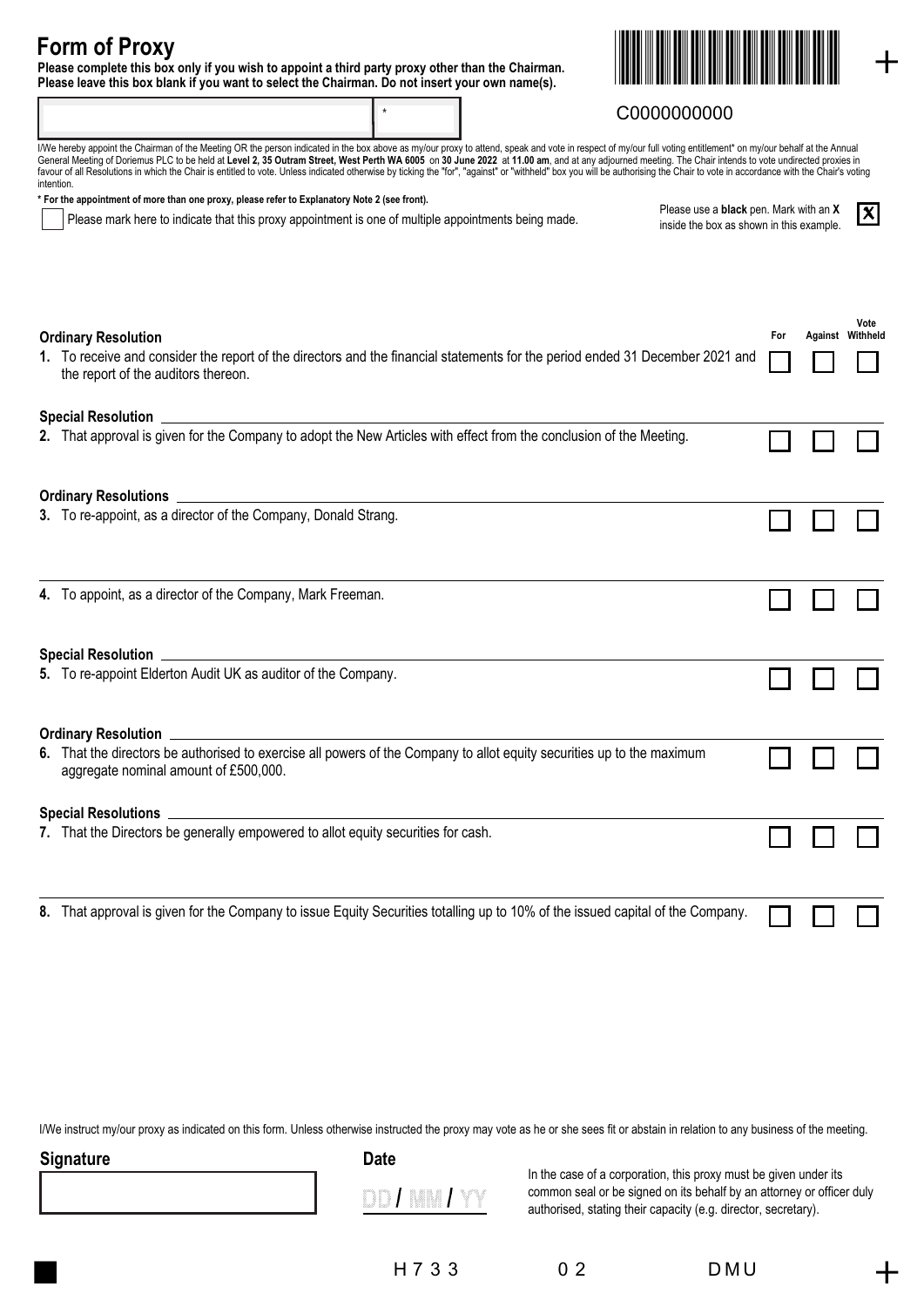# Form of Proxy

**Please complete this box only if you wish to appoint a third party proxy other than the Chairman.**
**Please leave this box blank if you want to select the Chairman. Do not insert your own name(s).**

C0000000000

I/We hereby appoint the Chairman of the Meeting OR the person indicated in the box above as my/our proxy to attend, speak and vote in respect of my/our full voting entitlement* on my/our behalf at the Annual General Meeting of Doriemus PLC to be held at **Level 2, 35 Outram Street, West Perth WA 6005** on **30 June 2022** at **11.00 am**, and at any adjourned meeting. The Chair intends to vote undirected proxies in favour of all Resolutions in which the Chair is entitled to vote. Unless indicated otherwise by ticking the "for", "against" or "withheld" box you will be authorising the Chair to vote in accordance with the Chair's voting intention.

**\* For the appointment of more than one proxy, please refer to Explanatory Note 2 (see front).**

☐ Please mark here to indicate that this proxy appointment is one of multiple appointments being made.

Please use a **black** pen. Mark with an **X** inside the box as shown in this example. ☒

| | For | Against | Vote Withheld |
|---|---|---|---|
| **Ordinary Resolution** | | | |
| **1.** To receive and consider the report of the directors and the financial statements for the period ended 31 December 2021 and the report of the auditors thereon. | ☐ | ☐ | ☐ |
| **Special Resolution** | | | |
| **2.** That approval is given for the Company to adopt the New Articles with effect from the conclusion of the Meeting. | ☐ | ☐ | ☐ |
| **Ordinary Resolutions** | | | |
| **3.** To re-appoint, as a director of the Company, Donald Strang. | ☐ | ☐ | ☐ |
| **4.** To appoint, as a director of the Company, Mark Freeman. | ☐ | ☐ | ☐ |
| **Special Resolution** | | | |
| **5.** To re-appoint Elderton Audit UK as auditor of the Company. | ☐ | ☐ | ☐ |
| **Ordinary Resolution** | | | |
| **6.** That the directors be authorised to exercise all powers of the Company to allot equity securities up to the maximum aggregate nominal amount of £500,000. | ☐ | ☐ | ☐ |
| **Special Resolutions** | | | |
| **7.** That the Directors be generally empowered to allot equity securities for cash. | ☐ | ☐ | ☐ |
| **8.** That approval is given for the Company to issue Equity Securities totalling up to 10% of the issued capital of the Company. | ☐ | ☐ | ☐ |

I/We instruct my/our proxy as indicated on this form. Unless otherwise instructed the proxy may vote as he or she sees fit or abstain in relation to any business of the meeting.

**Signature**

**Date**

DD / MM / YY

In the case of a corporation, this proxy must be given under its common seal or be signed on its behalf by an attorney or officer duly authorised, stating their capacity (e.g. director, secretary).

H733 02 DMU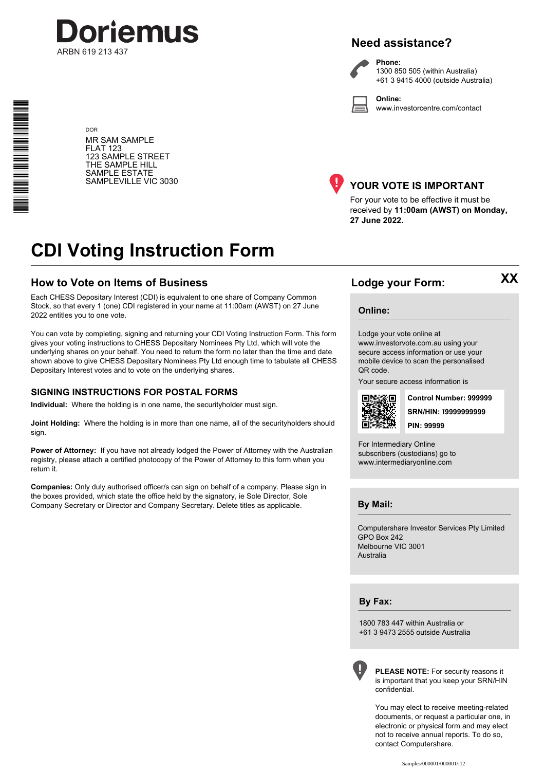# Doriemus

ARBN 619 213 437

DOR

MR SAM SAMPLE
FLAT 123
123 SAMPLE STREET
THE SAMPLE HILL
SAMPLE ESTATE
SAMPLEVILLE VIC 3030

## Need assistance?

**Phone:**
1300 850 505 (within Australia)
+61 3 9415 4000 (outside Australia)

**Online:**
www.investorcentre.com/contact

## YOUR VOTE IS IMPORTANT

For your vote to be effective it must be received by **11:00am (AWST) on Monday, 27 June 2022.**

# CDI Voting Instruction Form

## How to Vote on Items of Business

Each CHESS Depositary Interest (CDI) is equivalent to one share of Company Common Stock, so that every 1 (one) CDI registered in your name at 11:00am (AWST) on 27 June 2022 entitles you to one vote.

You can vote by completing, signing and returning your CDI Voting Instruction Form. This form gives your voting instructions to CHESS Depositary Nominees Pty Ltd, which will vote the underlying shares on your behalf. You need to return the form no later than the time and date shown above to give CHESS Depositary Nominees Pty Ltd enough time to tabulate all CHESS Depositary Interest votes and to vote on the underlying shares.

### SIGNING INSTRUCTIONS FOR POSTAL FORMS

**Individual:** Where the holding is in one name, the securityholder must sign.

**Joint Holding:** Where the holding is in more than one name, all of the securityholders should sign.

**Power of Attorney:** If you have not already lodged the Power of Attorney with the Australian registry, please attach a certified photocopy of the Power of Attorney to this form when you return it.

**Companies:** Only duly authorised officer/s can sign on behalf of a company. Please sign in the boxes provided, which state the office held by the signatory, ie Sole Director, Sole Company Secretary or Director and Company Secretary. Delete titles as applicable.

## Lodge your Form:

XX

### Online:

Lodge your vote online at www.investorvote.com.au using your secure access information or use your mobile device to scan the personalised QR code.

Your secure access information is

**Control Number: 999999**
**SRN/HIN: I9999999999**
**PIN: 99999**

For Intermediary Online subscribers (custodians) go to www.intermediaryonline.com

### By Mail:

Computershare Investor Services Pty Limited
GPO Box 242
Melbourne VIC 3001
Australia

### By Fax:

1800 783 447 within Australia or
+61 3 9473 2555 outside Australia

**PLEASE NOTE:** For security reasons it is important that you keep your SRN/HIN confidential.

You may elect to receive meeting-related documents, or request a particular one, in electronic or physical form and may elect not to receive annual reports. To do so, contact Computershare.

Samples/000001/000001/i12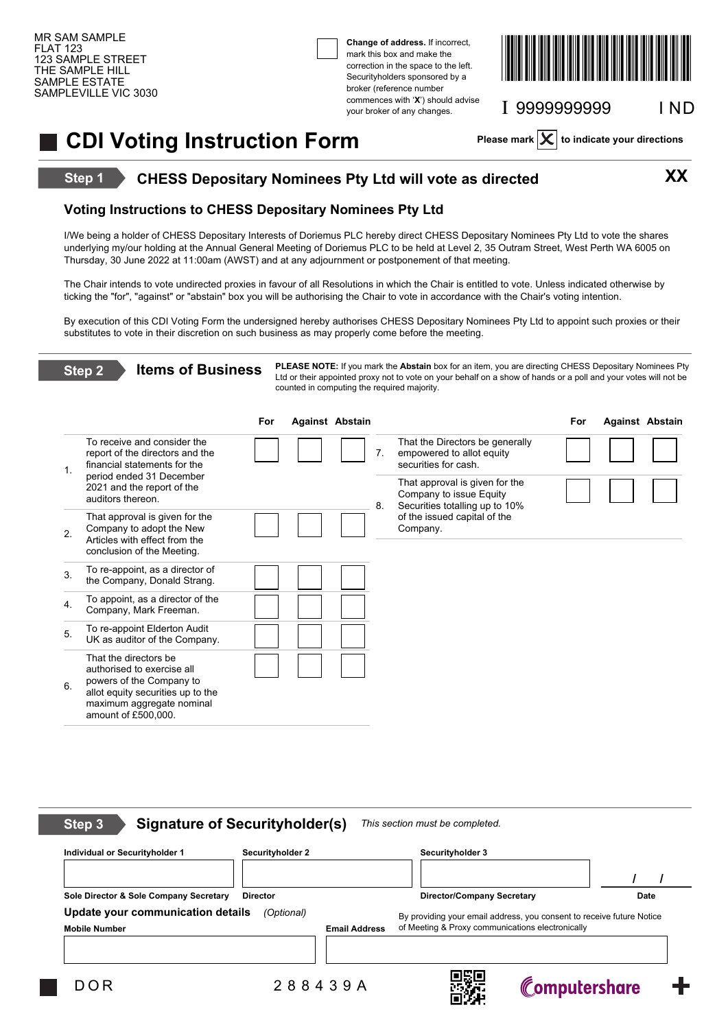MR SAM SAMPLE
FLAT 123
123 SAMPLE STREET
THE SAMPLE HILL
SAMPLE ESTATE
SAMPLEVILLE VIC 3030

☐ **Change of address.** If incorrect, mark this box and make the correction in the space to the left. Securityholders sponsored by a broker (reference number commences with '**X**') should advise your broker of any changes.

I 9999999999 I ND

# CDI Voting Instruction Form

**Please mark ☒ to indicate your directions**

## Step 1 CHESS Depositary Nominees Pty Ltd will vote as directed

**XX**

### Voting Instructions to CHESS Depositary Nominees Pty Ltd

I/We being a holder of CHESS Depositary Interests of Doriemus PLC hereby direct CHESS Depositary Nominees Pty Ltd to vote the shares underlying my/our holding at the Annual General Meeting of Doriemus PLC to be held at Level 2, 35 Outram Street, West Perth WA 6005 on Thursday, 30 June 2022 at 11:00am (AWST) and at any adjournment or postponement of that meeting.

The Chair intends to vote undirected proxies in favour of all Resolutions in which the Chair is entitled to vote. Unless indicated otherwise by ticking the "for", "against" or "abstain" box you will be authorising the Chair to vote in accordance with the Chair's voting intention.

By execution of this CDI Voting Form the undersigned hereby authorises CHESS Depositary Nominees Pty Ltd to appoint such proxies or their substitutes to vote in their discretion on such business as may properly come before the meeting.

## Step 2 Items of Business

**PLEASE NOTE:** If you mark the **Abstain** box for an item, you are directing CHESS Depositary Nominees Pty Ltd or their appointed proxy not to vote on your behalf on a show of hands or a poll and your votes will not be counted in computing the required majority.

| | | For | Against | Abstain |
|---|---|---|---|---|
| 1. | To receive and consider the report of the directors and the financial statements for the period ended 31 December 2021 and the report of the auditors thereon. | ☐ | ☐ | ☐ |
| 2. | That approval is given for the Company to adopt the New Articles with effect from the conclusion of the Meeting. | ☐ | ☐ | ☐ |
| 3. | To re-appoint, as a director of the Company, Donald Strang. | ☐ | ☐ | ☐ |
| 4. | To appoint, as a director of the Company, Mark Freeman. | ☐ | ☐ | ☐ |
| 5. | To re-appoint Elderton Audit UK as auditor of the Company. | ☐ | ☐ | ☐ |
| 6. | That the directors be authorised to exercise all powers of the Company to allot equity securities up to the maximum aggregate nominal amount of £500,000. | ☐ | ☐ | ☐ |
| 7. | That the Directors be generally empowered to allot equity securities for cash. | ☐ | ☐ | ☐ |
| 8. | That approval is given for the Company to issue Equity Securities totalling up to 10% of the issued capital of the Company. | ☐ | ☐ | ☐ |

## Step 3 Signature of Securityholder(s)

*This section must be completed.*

| Individual or Securityholder 1 | Securityholder 2 | Securityholder 3 | |
|---|---|---|---|
| | | | / / |
| Sole Director & Sole Company Secretary | Director | Director/Company Secretary | Date |

**Update your communication details** *(Optional)*

By providing your email address, you consent to receive future Notice of Meeting & Proxy communications electronically

| Mobile Number | Email Address |
|---|---|
| | |

DOR 288439A

Computershare